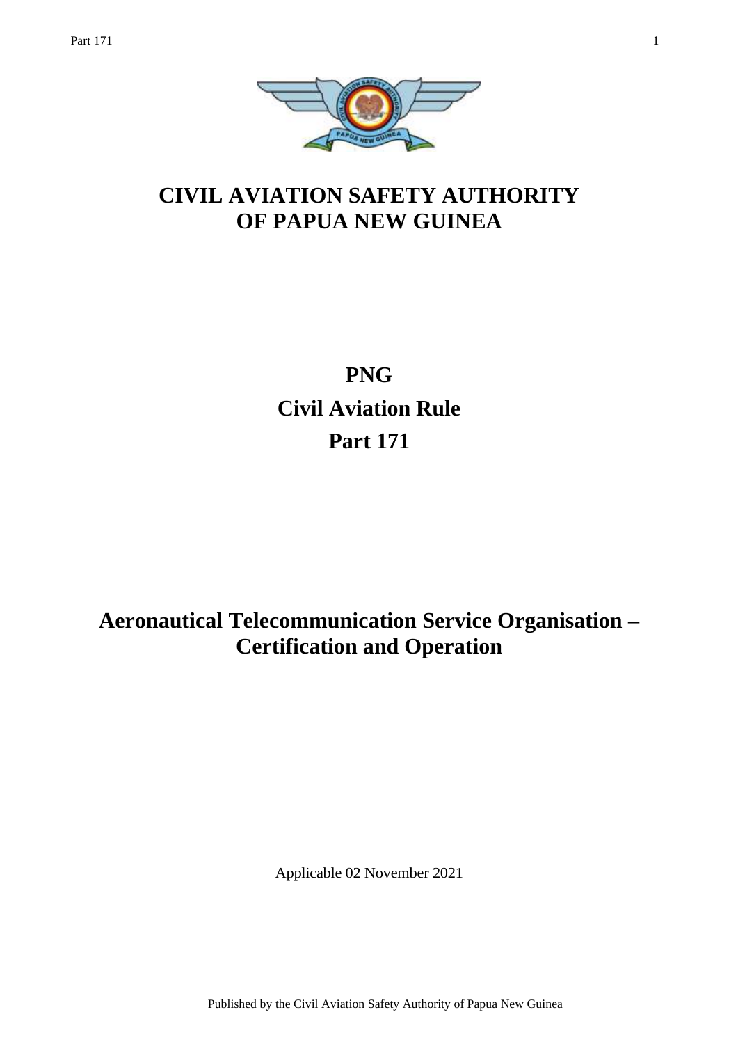# CIVIL AVIATION SAFETY AUTHORITY OF PAPUA NEW GUINEA

# PNG
# Civil Aviation Rule
# Part 171

## Aeronautical Telecommunication Service Organisation – Certification and Operation

Applicable 02 November 2021

Published by the Civil Aviation Safety Authority of Papua New Guinea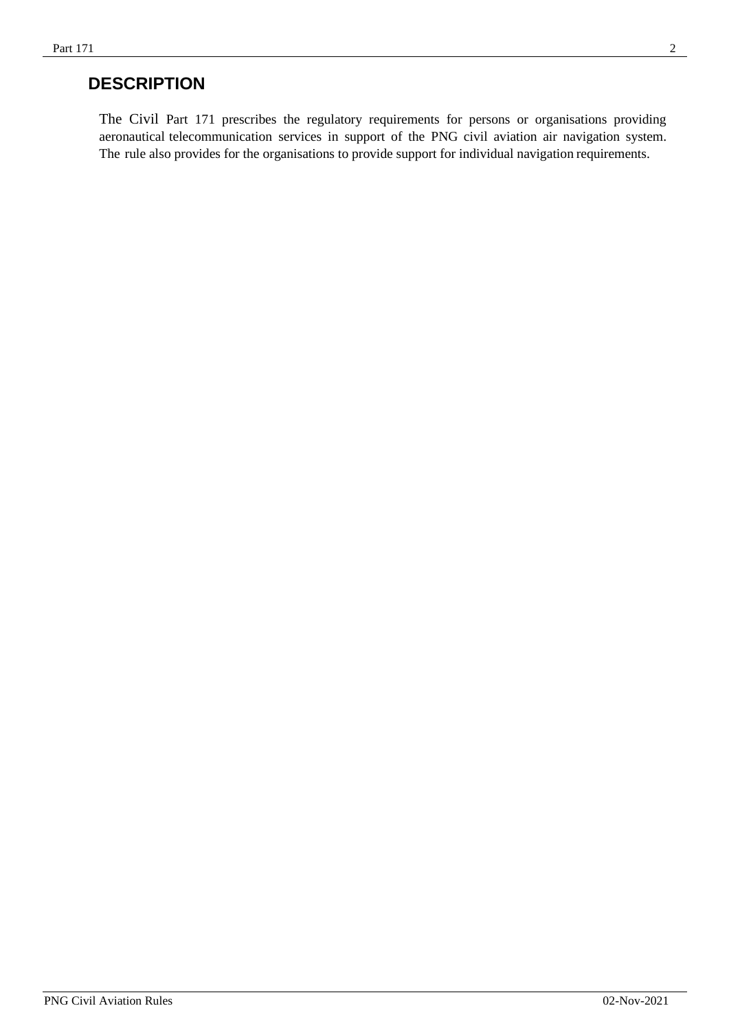# DESCRIPTION

The Civil Part 171 prescribes the regulatory requirements for persons or organisations providing aeronautical telecommunication services in support of the PNG civil aviation air navigation system. The rule also provides for the organisations to provide support for individual navigation requirements.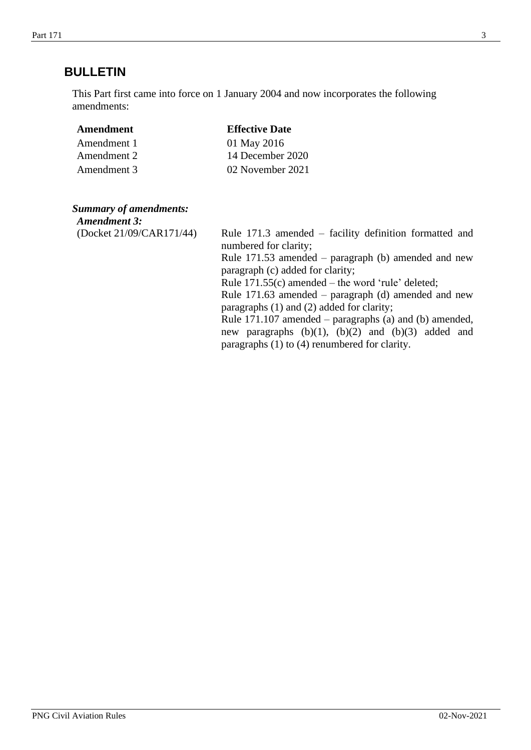# BULLETIN

This Part first came into force on 1 January 2004 and now incorporates the following amendments:

| Amendment | Effective Date |
|---|---|
| Amendment 1 | 01 May 2016 |
| Amendment 2 | 14 December 2020 |
| Amendment 3 | 02 November 2021 |

***Summary of amendments:***

***Amendment 3:***

| | |
|---|---|
| (Docket 21/09/CAR171/44) | Rule 171.3 amended – facility definition formatted and numbered for clarity;<br>Rule 171.53 amended – paragraph (b) amended and new paragraph (c) added for clarity;<br>Rule 171.55(c) amended – the word 'rule' deleted;<br>Rule 171.63 amended – paragraph (d) amended and new paragraphs (1) and (2) added for clarity;<br>Rule 171.107 amended – paragraphs (a) and (b) amended, new paragraphs (b)(1), (b)(2) and (b)(3) added and paragraphs (1) to (4) renumbered for clarity. |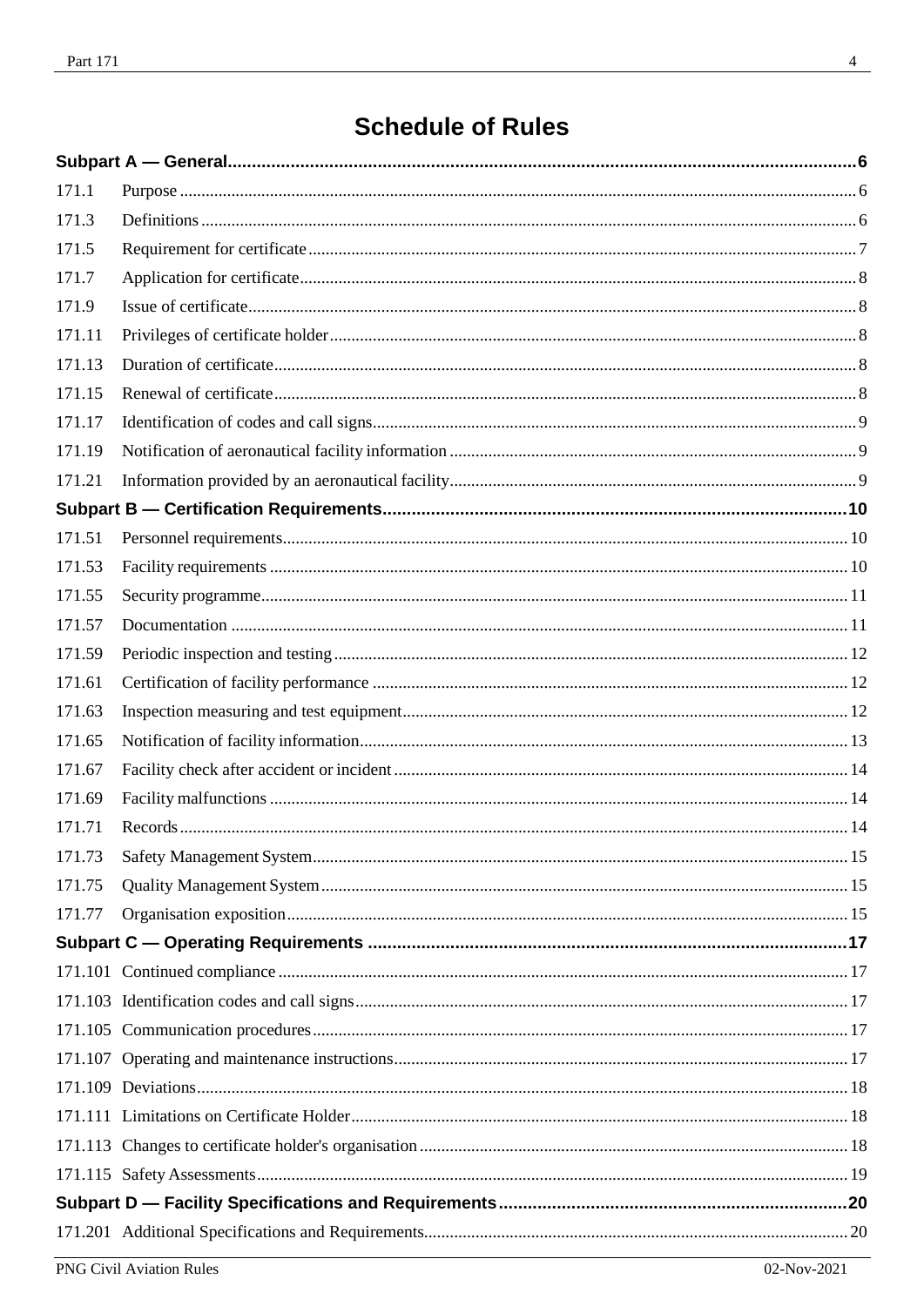# Schedule of Rules

| | | |
|---|---|---|
| **Subpart A — General** | | **6** |
| 171.1 | Purpose | 6 |
| 171.3 | Definitions | 6 |
| 171.5 | Requirement for certificate | 7 |
| 171.7 | Application for certificate | 8 |
| 171.9 | Issue of certificate | 8 |
| 171.11 | Privileges of certificate holder | 8 |
| 171.13 | Duration of certificate | 8 |
| 171.15 | Renewal of certificate | 8 |
| 171.17 | Identification of codes and call signs | 9 |
| 171.19 | Notification of aeronautical facility information | 9 |
| 171.21 | Information provided by an aeronautical facility | 9 |
| **Subpart B — Certification Requirements** | | **10** |
| 171.51 | Personnel requirements | 10 |
| 171.53 | Facility requirements | 10 |
| 171.55 | Security programme | 11 |
| 171.57 | Documentation | 11 |
| 171.59 | Periodic inspection and testing | 12 |
| 171.61 | Certification of facility performance | 12 |
| 171.63 | Inspection measuring and test equipment | 12 |
| 171.65 | Notification of facility information | 13 |
| 171.67 | Facility check after accident or incident | 14 |
| 171.69 | Facility malfunctions | 14 |
| 171.71 | Records | 14 |
| 171.73 | Safety Management System | 15 |
| 171.75 | Quality Management System | 15 |
| 171.77 | Organisation exposition | 15 |
| **Subpart C — Operating Requirements** | | **17** |
| 171.101 | Continued compliance | 17 |
| 171.103 | Identification codes and call signs | 17 |
| 171.105 | Communication procedures | 17 |
| 171.107 | Operating and maintenance instructions | 17 |
| 171.109 | Deviations | 18 |
| 171.111 | Limitations on Certificate Holder | 18 |
| 171.113 | Changes to certificate holder's organisation | 18 |
| 171.115 | Safety Assessments | 19 |
| **Subpart D — Facility Specifications and Requirements** | | **20** |
| 171.201 | Additional Specifications and Requirements | 20 |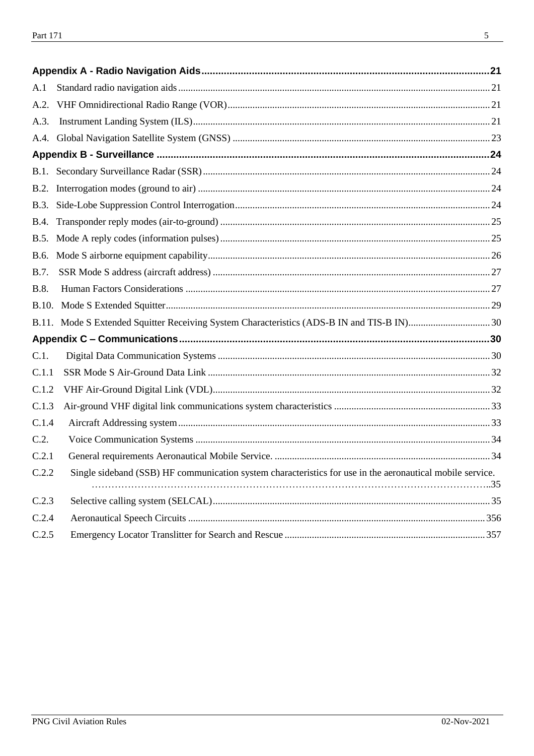**Appendix A - Radio Navigation Aids** ..... 21

A.1 Standard radio navigation aids ..... 21

A.2. VHF Omnidirectional Radio Range (VOR) ..... 21

A.3. Instrument Landing System (ILS) ..... 21

A.4. Global Navigation Satellite System (GNSS) ..... 23

**Appendix B - Surveillance** ..... 24

B.1. Secondary Surveillance Radar (SSR) ..... 24

B.2. Interrogation modes (ground to air) ..... 24

B.3. Side-Lobe Suppression Control Interrogation ..... 24

B.4. Transponder reply modes (air-to-ground) ..... 25

B.5. Mode A reply codes (information pulses) ..... 25

B.6. Mode S airborne equipment capability ..... 26

B.7. SSR Mode S address (aircraft address) ..... 27

B.8. Human Factors Considerations ..... 27

B.10. Mode S Extended Squitter ..... 29

B.11. Mode S Extended Squitter Receiving System Characteristics (ADS-B IN and TIS-B IN) ..... 30

**Appendix C – Communications** ..... 30

C.1. Digital Data Communication Systems ..... 30

C.1.1 SSR Mode S Air-Ground Data Link ..... 32

C.1.2 VHF Air-Ground Digital Link (VDL) ..... 32

C.1.3 Air-ground VHF digital link communications system characteristics ..... 33

C.1.4 Aircraft Addressing system ..... 33

C.2. Voice Communication Systems ..... 34

C.2.1 General requirements Aeronautical Mobile Service. ..... 34

C.2.2 Single sideband (SSB) HF communication system characteristics for use in the aeronautical mobile service. ..... 35

C.2.3 Selective calling system (SELCAL) ..... 35

C.2.4 Aeronautical Speech Circuits ..... 356

C.2.5 Emergency Locator Translitter for Search and Rescue ..... 357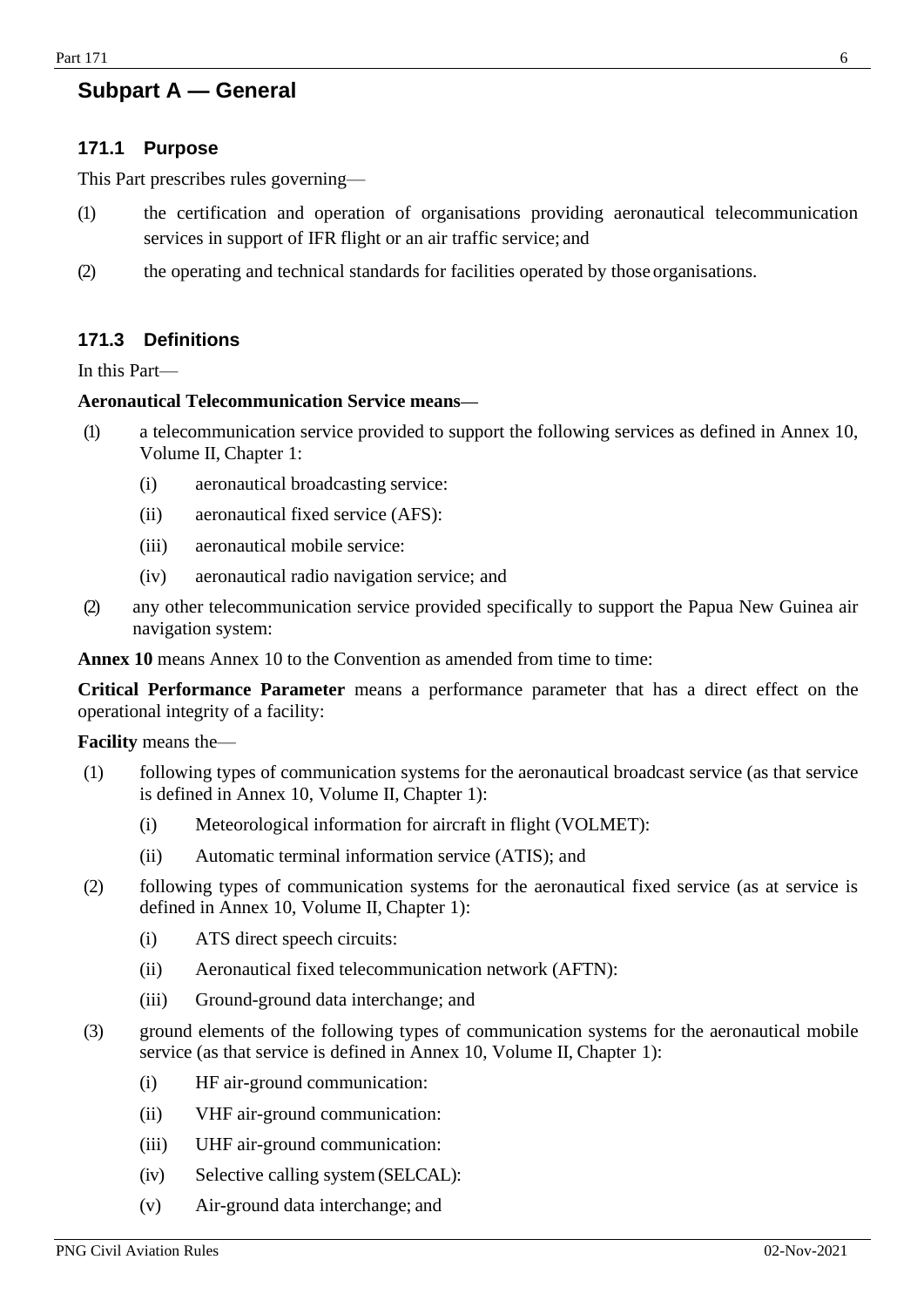## Subpart A — General

### 171.1 Purpose

This Part prescribes rules governing—

(1) the certification and operation of organisations providing aeronautical telecommunication services in support of IFR flight or an air traffic service; and

(2) the operating and technical standards for facilities operated by those organisations.

### 171.3 Definitions

In this Part—

**Aeronautical Telecommunication Service means**—

(1) a telecommunication service provided to support the following services as defined in Annex 10, Volume II, Chapter 1:

  (i) aeronautical broadcasting service:

  (ii) aeronautical fixed service (AFS):

  (iii) aeronautical mobile service:

  (iv) aeronautical radio navigation service; and

(2) any other telecommunication service provided specifically to support the Papua New Guinea air navigation system:

**Annex 10** means Annex 10 to the Convention as amended from time to time:

**Critical Performance Parameter** means a performance parameter that has a direct effect on the operational integrity of a facility:

**Facility** means the—

(1) following types of communication systems for the aeronautical broadcast service (as that service is defined in Annex 10, Volume II, Chapter 1):

  (i) Meteorological information for aircraft in flight (VOLMET):

  (ii) Automatic terminal information service (ATIS); and

(2) following types of communication systems for the aeronautical fixed service (as at service is defined in Annex 10, Volume II, Chapter 1):

  (i) ATS direct speech circuits:

  (ii) Aeronautical fixed telecommunication network (AFTN):

  (iii) Ground-ground data interchange; and

(3) ground elements of the following types of communication systems for the aeronautical mobile service (as that service is defined in Annex 10, Volume II, Chapter 1):

  (i) HF air-ground communication:

  (ii) VHF air-ground communication:

  (iii) UHF air-ground communication:

  (iv) Selective calling system (SELCAL):

  (v) Air-ground data interchange; and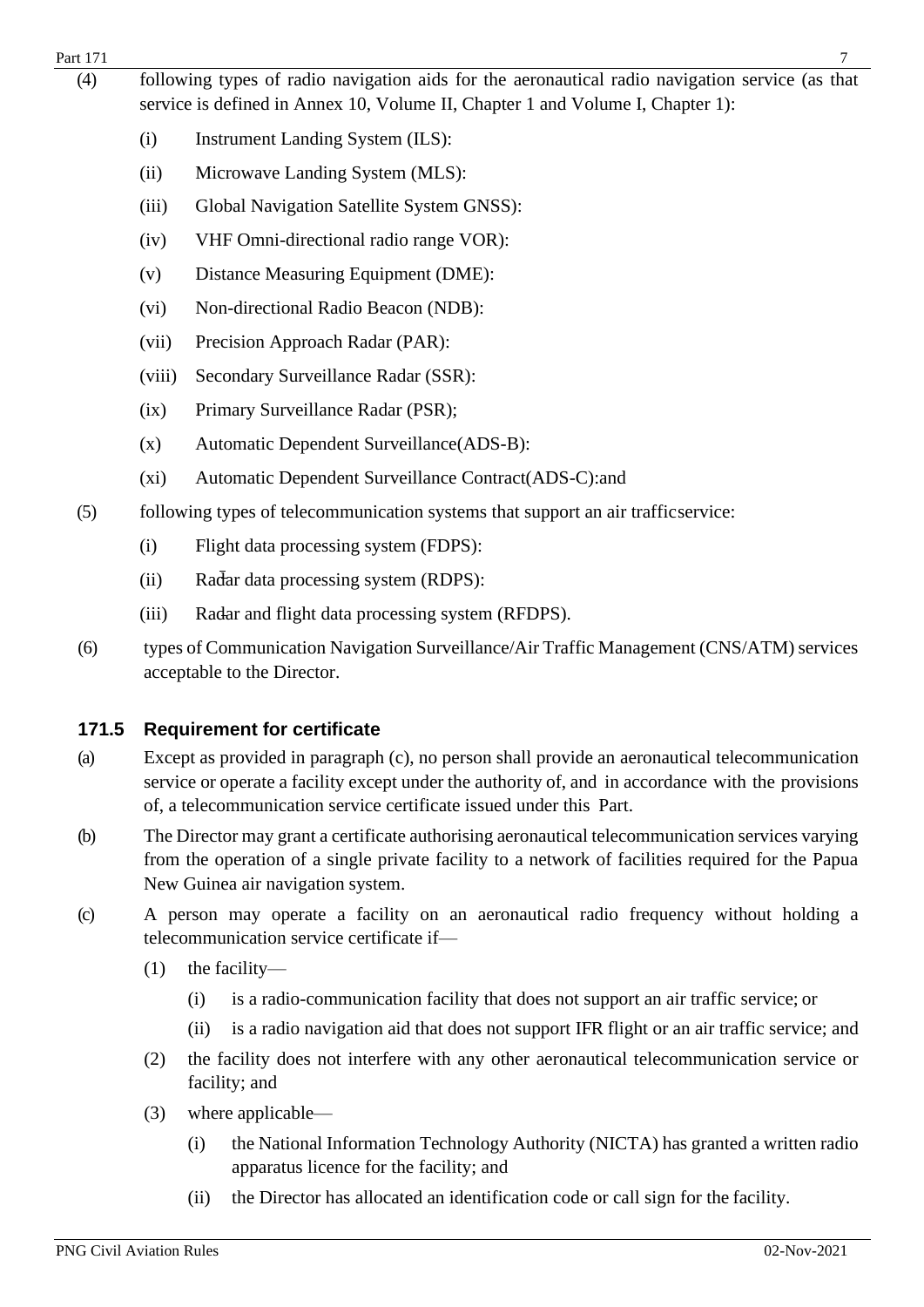(4) following types of radio navigation aids for the aeronautical radio navigation service (as that service is defined in Annex 10, Volume II, Chapter 1 and Volume I, Chapter 1):

  (i) Instrument Landing System (ILS):

  (ii) Microwave Landing System (MLS):

  (iii) Global Navigation Satellite System GNSS):

  (iv) VHF Omni-directional radio range VOR):

  (v) Distance Measuring Equipment (DME):

  (vi) Non-directional Radio Beacon (NDB):

  (vii) Precision Approach Radar (PAR):

  (viii) Secondary Surveillance Radar (SSR):

  (ix) Primary Surveillance Radar (PSR);

  (x) Automatic Dependent Surveillance(ADS-B):

  (xi) Automatic Dependent Surveillance Contract(ADS-C):and

(5) following types of telecommunication systems that support an air trafficservice:

  (i) Flight data processing system (FDPS):

  (ii) Radar data processing system (RDPS):

  (iii) Radar and flight data processing system (RFDPS).

(6) types of Communication Navigation Surveillance/Air Traffic Management (CNS/ATM) services acceptable to the Director.

### 171.5 Requirement for certificate

(a) Except as provided in paragraph (c), no person shall provide an aeronautical telecommunication service or operate a facility except under the authority of, and in accordance with the provisions of, a telecommunication service certificate issued under this Part.

(b) The Director may grant a certificate authorising aeronautical telecommunication services varying from the operation of a single private facility to a network of facilities required for the Papua New Guinea air navigation system.

(c) A person may operate a facility on an aeronautical radio frequency without holding a telecommunication service certificate if—

  (1) the facility—

    (i) is a radio-communication facility that does not support an air traffic service; or

    (ii) is a radio navigation aid that does not support IFR flight or an air traffic service; and

  (2) the facility does not interfere with any other aeronautical telecommunication service or facility; and

  (3) where applicable—

    (i) the National Information Technology Authority (NICTA) has granted a written radio apparatus licence for the facility; and

    (ii) the Director has allocated an identification code or call sign for the facility.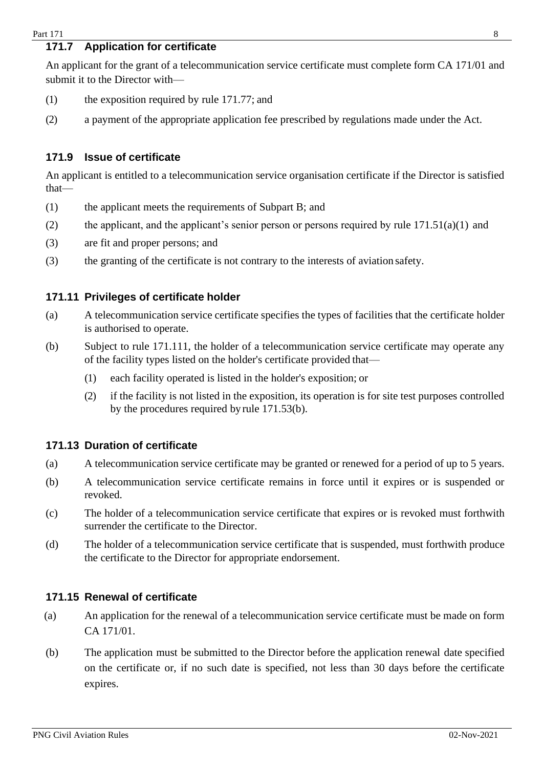## 171.7 Application for certificate

An applicant for the grant of a telecommunication service certificate must complete form CA 171/01 and submit it to the Director with—

(1) the exposition required by rule 171.77; and

(2) a payment of the appropriate application fee prescribed by regulations made under the Act.

## 171.9 Issue of certificate

An applicant is entitled to a telecommunication service organisation certificate if the Director is satisfied that—

(1) the applicant meets the requirements of Subpart B; and

(2) the applicant, and the applicant's senior person or persons required by rule 171.51(a)(1) and

(3) are fit and proper persons; and

(3) the granting of the certificate is not contrary to the interests of aviation safety.

## 171.11 Privileges of certificate holder

(a) A telecommunication service certificate specifies the types of facilities that the certificate holder is authorised to operate.

(b) Subject to rule 171.111, the holder of a telecommunication service certificate may operate any of the facility types listed on the holder's certificate provided that—

   (1) each facility operated is listed in the holder's exposition; or

   (2) if the facility is not listed in the exposition, its operation is for site test purposes controlled by the procedures required by rule 171.53(b).

## 171.13 Duration of certificate

(a) A telecommunication service certificate may be granted or renewed for a period of up to 5 years.

(b) A telecommunication service certificate remains in force until it expires or is suspended or revoked.

(c) The holder of a telecommunication service certificate that expires or is revoked must forthwith surrender the certificate to the Director.

(d) The holder of a telecommunication service certificate that is suspended, must forthwith produce the certificate to the Director for appropriate endorsement.

## 171.15 Renewal of certificate

(a) An application for the renewal of a telecommunication service certificate must be made on form CA 171/01.

(b) The application must be submitted to the Director before the application renewal date specified on the certificate or, if no such date is specified, not less than 30 days before the certificate expires.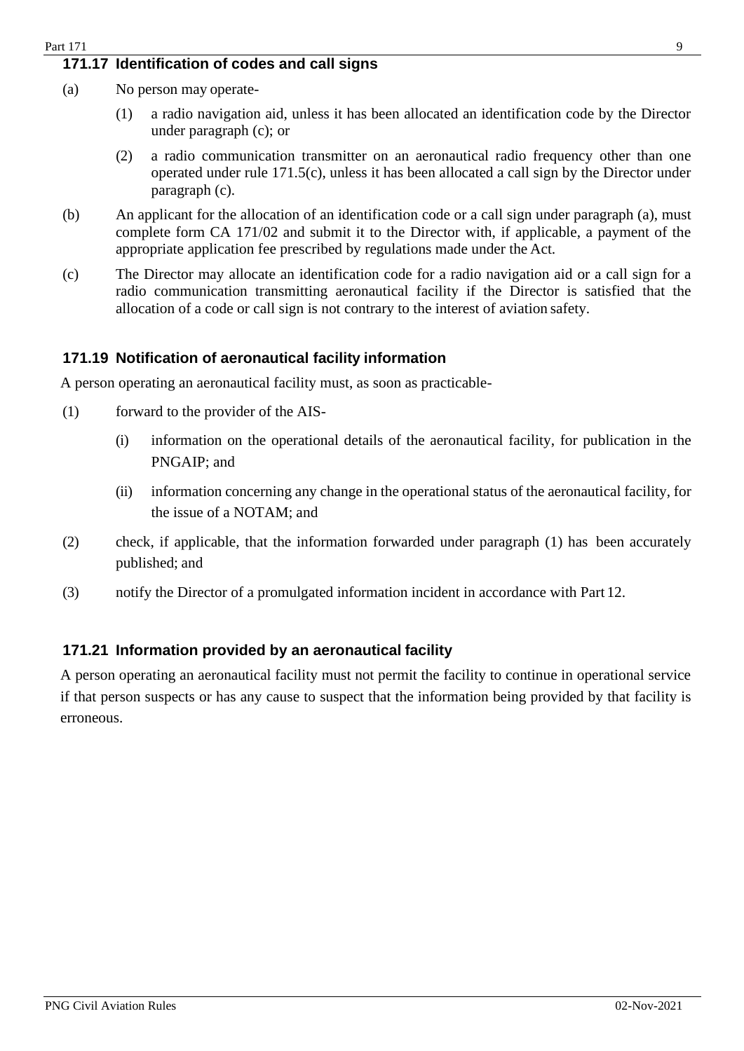## 171.17 Identification of codes and call signs

(a) No person may operate-

(1) a radio navigation aid, unless it has been allocated an identification code by the Director under paragraph (c); or

(2) a radio communication transmitter on an aeronautical radio frequency other than one operated under rule 171.5(c), unless it has been allocated a call sign by the Director under paragraph (c).

(b) An applicant for the allocation of an identification code or a call sign under paragraph (a), must complete form CA 171/02 and submit it to the Director with, if applicable, a payment of the appropriate application fee prescribed by regulations made under the Act.

(c) The Director may allocate an identification code for a radio navigation aid or a call sign for a radio communication transmitting aeronautical facility if the Director is satisfied that the allocation of a code or call sign is not contrary to the interest of aviation safety.

## 171.19 Notification of aeronautical facility information

A person operating an aeronautical facility must, as soon as practicable-

(1) forward to the provider of the AIS-

(i) information on the operational details of the aeronautical facility, for publication in the PNGAIP; and

(ii) information concerning any change in the operational status of the aeronautical facility, for the issue of a NOTAM; and

(2) check, if applicable, that the information forwarded under paragraph (1) has been accurately published; and

(3) notify the Director of a promulgated information incident in accordance with Part 12.

## 171.21 Information provided by an aeronautical facility

A person operating an aeronautical facility must not permit the facility to continue in operational service if that person suspects or has any cause to suspect that the information being provided by that facility is erroneous.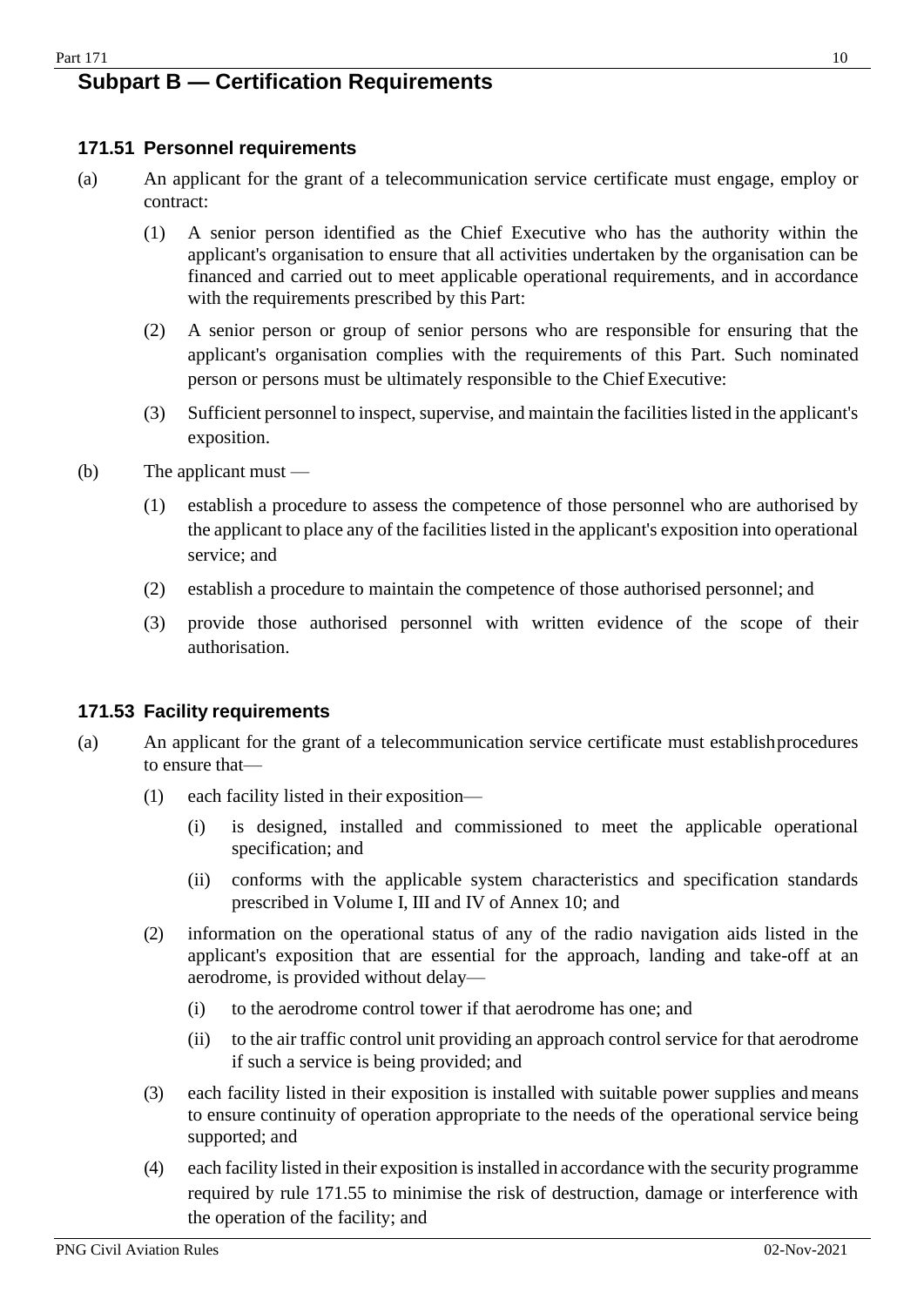## Subpart B — Certification Requirements

### 171.51 Personnel requirements

(a) An applicant for the grant of a telecommunication service certificate must engage, employ or contract:

(1) A senior person identified as the Chief Executive who has the authority within the applicant's organisation to ensure that all activities undertaken by the organisation can be financed and carried out to meet applicable operational requirements, and in accordance with the requirements prescribed by this Part:

(2) A senior person or group of senior persons who are responsible for ensuring that the applicant's organisation complies with the requirements of this Part. Such nominated person or persons must be ultimately responsible to the Chief Executive:

(3) Sufficient personnel to inspect, supervise, and maintain the facilities listed in the applicant's exposition.

(b) The applicant must —

(1) establish a procedure to assess the competence of those personnel who are authorised by the applicant to place any of the facilities listed in the applicant's exposition into operational service; and

(2) establish a procedure to maintain the competence of those authorised personnel; and

(3) provide those authorised personnel with written evidence of the scope of their authorisation.

### 171.53 Facility requirements

(a) An applicant for the grant of a telecommunication service certificate must establish procedures to ensure that—

(1) each facility listed in their exposition—

(i) is designed, installed and commissioned to meet the applicable operational specification; and

(ii) conforms with the applicable system characteristics and specification standards prescribed in Volume I, III and IV of Annex 10; and

(2) information on the operational status of any of the radio navigation aids listed in the applicant's exposition that are essential for the approach, landing and take-off at an aerodrome, is provided without delay—

(i) to the aerodrome control tower if that aerodrome has one; and

(ii) to the air traffic control unit providing an approach control service for that aerodrome if such a service is being provided; and

(3) each facility listed in their exposition is installed with suitable power supplies and means to ensure continuity of operation appropriate to the needs of the operational service being supported; and

(4) each facility listed in their exposition is installed in accordance with the security programme required by rule 171.55 to minimise the risk of destruction, damage or interference with the operation of the facility; and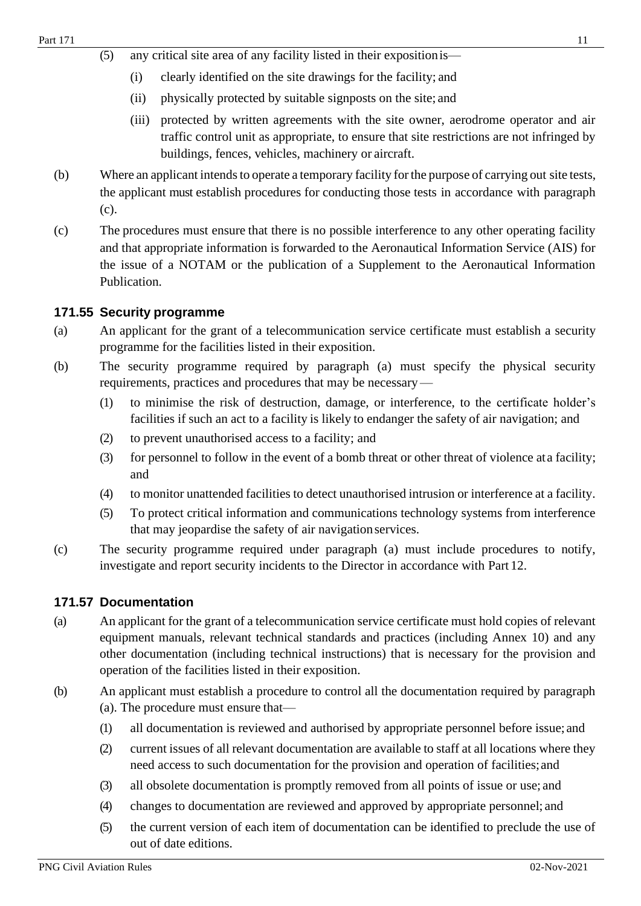(5) any critical site area of any facility listed in their exposition is—

    (i) clearly identified on the site drawings for the facility; and

    (ii) physically protected by suitable signposts on the site; and

    (iii) protected by written agreements with the site owner, aerodrome operator and air traffic control unit as appropriate, to ensure that site restrictions are not infringed by buildings, fences, vehicles, machinery or aircraft.

(b) Where an applicant intends to operate a temporary facility for the purpose of carrying out site tests, the applicant must establish procedures for conducting those tests in accordance with paragraph (c).

(c) The procedures must ensure that there is no possible interference to any other operating facility and that appropriate information is forwarded to the Aeronautical Information Service (AIS) for the issue of a NOTAM or the publication of a Supplement to the Aeronautical Information Publication.

### 171.55 Security programme

(a) An applicant for the grant of a telecommunication service certificate must establish a security programme for the facilities listed in their exposition.

(b) The security programme required by paragraph (a) must specify the physical security requirements, practices and procedures that may be necessary —

    (1) to minimise the risk of destruction, damage, or interference, to the certificate holder's facilities if such an act to a facility is likely to endanger the safety of air navigation; and

    (2) to prevent unauthorised access to a facility; and

    (3) for personnel to follow in the event of a bomb threat or other threat of violence at a facility; and

    (4) to monitor unattended facilities to detect unauthorised intrusion or interference at a facility.

    (5) To protect critical information and communications technology systems from interference that may jeopardise the safety of air navigation services.

(c) The security programme required under paragraph (a) must include procedures to notify, investigate and report security incidents to the Director in accordance with Part 12.

### 171.57 Documentation

(a) An applicant for the grant of a telecommunication service certificate must hold copies of relevant equipment manuals, relevant technical standards and practices (including Annex 10) and any other documentation (including technical instructions) that is necessary for the provision and operation of the facilities listed in their exposition.

(b) An applicant must establish a procedure to control all the documentation required by paragraph (a). The procedure must ensure that—

    (1) all documentation is reviewed and authorised by appropriate personnel before issue; and

    (2) current issues of all relevant documentation are available to staff at all locations where they need access to such documentation for the provision and operation of facilities; and

    (3) all obsolete documentation is promptly removed from all points of issue or use; and

    (4) changes to documentation are reviewed and approved by appropriate personnel; and

    (5) the current version of each item of documentation can be identified to preclude the use of out of date editions.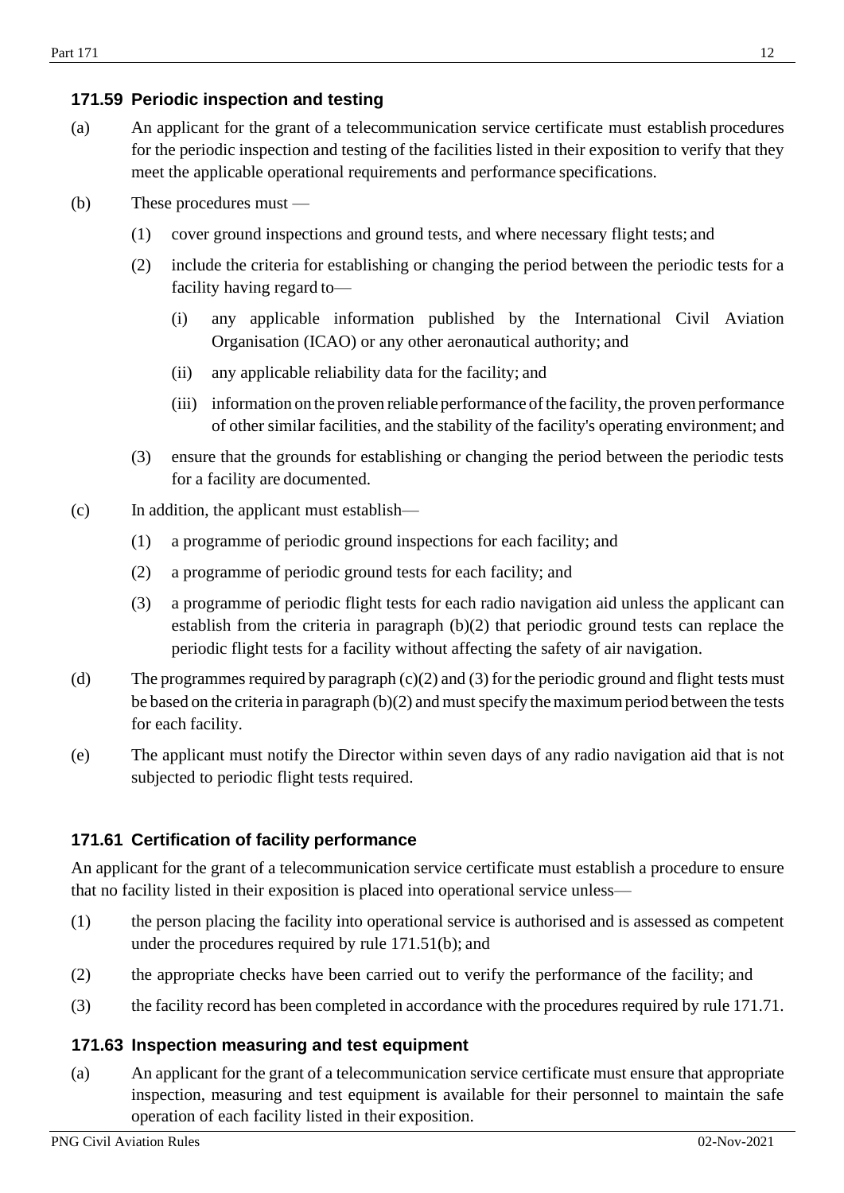## 171.59 Periodic inspection and testing

(a) An applicant for the grant of a telecommunication service certificate must establish procedures for the periodic inspection and testing of the facilities listed in their exposition to verify that they meet the applicable operational requirements and performance specifications.

(b) These procedures must —

(1) cover ground inspections and ground tests, and where necessary flight tests; and

(2) include the criteria for establishing or changing the period between the periodic tests for a facility having regard to—

(i) any applicable information published by the International Civil Aviation Organisation (ICAO) or any other aeronautical authority; and

(ii) any applicable reliability data for the facility; and

(iii) information on the proven reliable performance of the facility, the proven performance of other similar facilities, and the stability of the facility's operating environment; and

(3) ensure that the grounds for establishing or changing the period between the periodic tests for a facility are documented.

(c) In addition, the applicant must establish—

(1) a programme of periodic ground inspections for each facility; and

(2) a programme of periodic ground tests for each facility; and

(3) a programme of periodic flight tests for each radio navigation aid unless the applicant can establish from the criteria in paragraph (b)(2) that periodic ground tests can replace the periodic flight tests for a facility without affecting the safety of air navigation.

(d) The programmes required by paragraph (c)(2) and (3) for the periodic ground and flight tests must be based on the criteria in paragraph (b)(2) and must specify the maximum period between the tests for each facility.

(e) The applicant must notify the Director within seven days of any radio navigation aid that is not subjected to periodic flight tests required.

## 171.61 Certification of facility performance

An applicant for the grant of a telecommunication service certificate must establish a procedure to ensure that no facility listed in their exposition is placed into operational service unless—

(1) the person placing the facility into operational service is authorised and is assessed as competent under the procedures required by rule 171.51(b); and

(2) the appropriate checks have been carried out to verify the performance of the facility; and

(3) the facility record has been completed in accordance with the procedures required by rule 171.71.

## 171.63 Inspection measuring and test equipment

(a) An applicant for the grant of a telecommunication service certificate must ensure that appropriate inspection, measuring and test equipment is available for their personnel to maintain the safe operation of each facility listed in their exposition.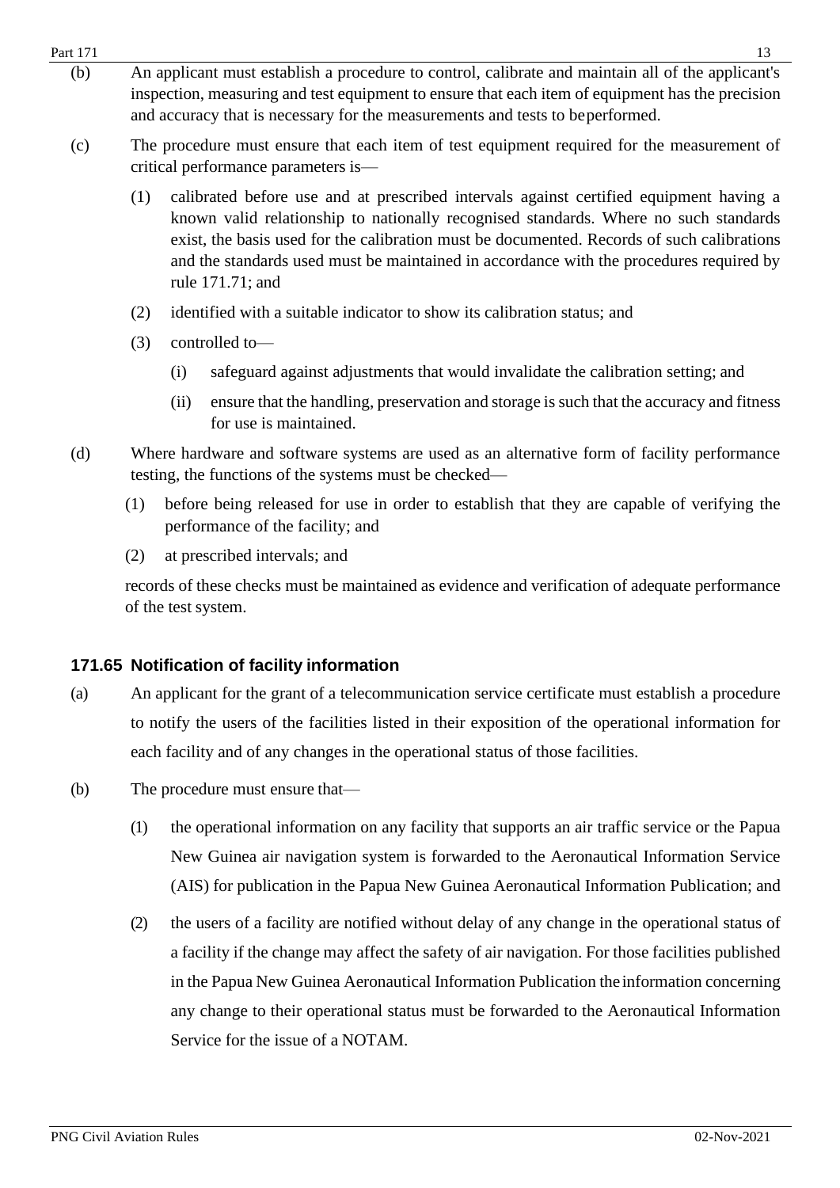(b) An applicant must establish a procedure to control, calibrate and maintain all of the applicant's inspection, measuring and test equipment to ensure that each item of equipment has the precision and accuracy that is necessary for the measurements and tests to be performed.

(c) The procedure must ensure that each item of test equipment required for the measurement of critical performance parameters is—

(1) calibrated before use and at prescribed intervals against certified equipment having a known valid relationship to nationally recognised standards. Where no such standards exist, the basis used for the calibration must be documented. Records of such calibrations and the standards used must be maintained in accordance with the procedures required by rule 171.71; and

(2) identified with a suitable indicator to show its calibration status; and

(3) controlled to—

(i) safeguard against adjustments that would invalidate the calibration setting; and

(ii) ensure that the handling, preservation and storage is such that the accuracy and fitness for use is maintained.

(d) Where hardware and software systems are used as an alternative form of facility performance testing, the functions of the systems must be checked—

(1) before being released for use in order to establish that they are capable of verifying the performance of the facility; and

(2) at prescribed intervals; and

records of these checks must be maintained as evidence and verification of adequate performance of the test system.

### 171.65 Notification of facility information

(a) An applicant for the grant of a telecommunication service certificate must establish a procedure to notify the users of the facilities listed in their exposition of the operational information for each facility and of any changes in the operational status of those facilities.

(b) The procedure must ensure that—

(1) the operational information on any facility that supports an air traffic service or the Papua New Guinea air navigation system is forwarded to the Aeronautical Information Service (AIS) for publication in the Papua New Guinea Aeronautical Information Publication; and

(2) the users of a facility are notified without delay of any change in the operational status of a facility if the change may affect the safety of air navigation. For those facilities published in the Papua New Guinea Aeronautical Information Publication the information concerning any change to their operational status must be forwarded to the Aeronautical Information Service for the issue of a NOTAM.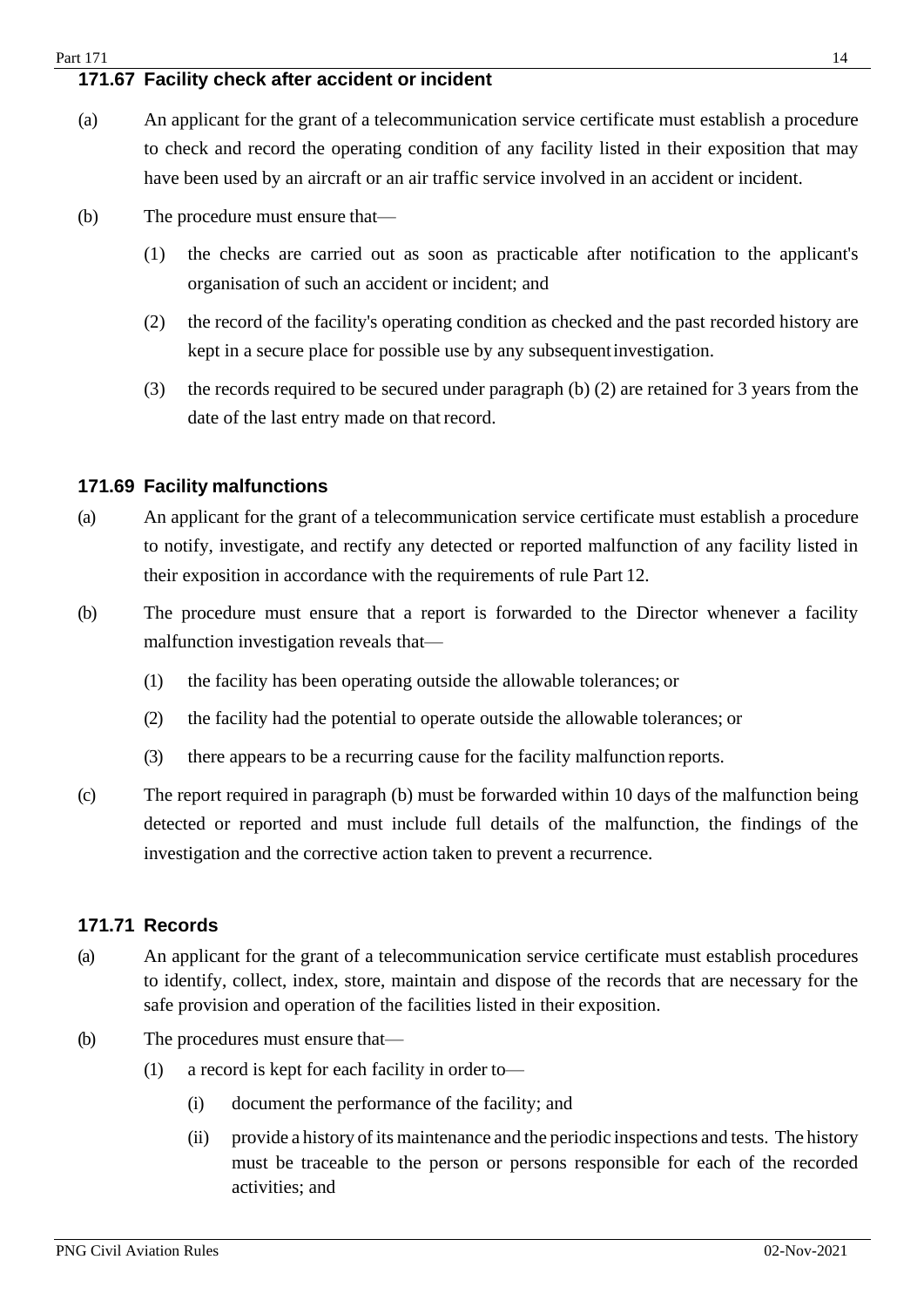### 171.67 Facility check after accident or incident

(a) An applicant for the grant of a telecommunication service certificate must establish a procedure to check and record the operating condition of any facility listed in their exposition that may have been used by an aircraft or an air traffic service involved in an accident or incident.

(b) The procedure must ensure that—

(1) the checks are carried out as soon as practicable after notification to the applicant's organisation of such an accident or incident; and

(2) the record of the facility's operating condition as checked and the past recorded history are kept in a secure place for possible use by any subsequent investigation.

(3) the records required to be secured under paragraph (b) (2) are retained for 3 years from the date of the last entry made on that record.

### 171.69 Facility malfunctions

(a) An applicant for the grant of a telecommunication service certificate must establish a procedure to notify, investigate, and rectify any detected or reported malfunction of any facility listed in their exposition in accordance with the requirements of rule Part 12.

(b) The procedure must ensure that a report is forwarded to the Director whenever a facility malfunction investigation reveals that—

(1) the facility has been operating outside the allowable tolerances; or

(2) the facility had the potential to operate outside the allowable tolerances; or

(3) there appears to be a recurring cause for the facility malfunction reports.

(c) The report required in paragraph (b) must be forwarded within 10 days of the malfunction being detected or reported and must include full details of the malfunction, the findings of the investigation and the corrective action taken to prevent a recurrence.

### 171.71 Records

(a) An applicant for the grant of a telecommunication service certificate must establish procedures to identify, collect, index, store, maintain and dispose of the records that are necessary for the safe provision and operation of the facilities listed in their exposition.

(b) The procedures must ensure that—

(1) a record is kept for each facility in order to—

(i) document the performance of the facility; and

(ii) provide a history of its maintenance and the periodic inspections and tests. The history must be traceable to the person or persons responsible for each of the recorded activities; and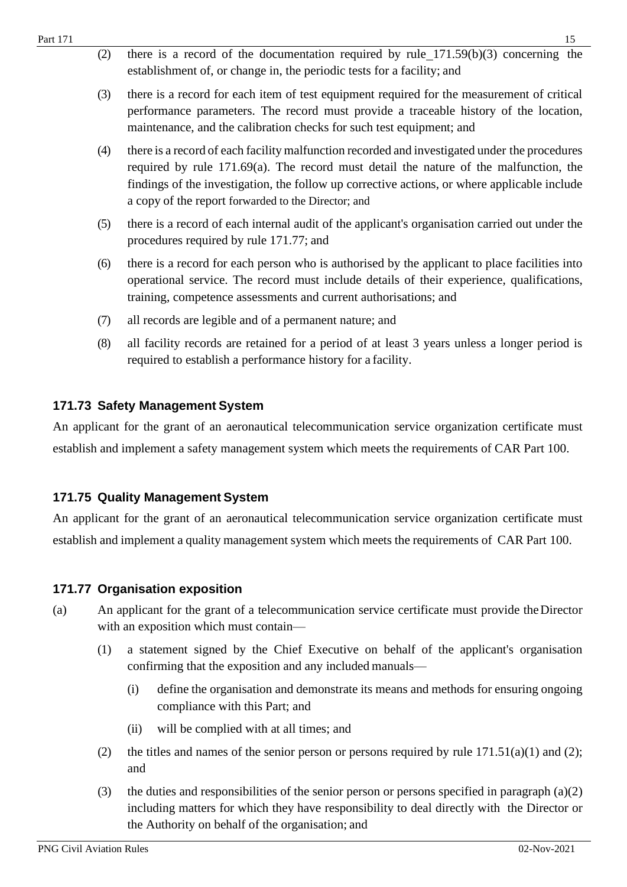(2) there is a record of the documentation required by rule_171.59(b)(3) concerning the establishment of, or change in, the periodic tests for a facility; and

(3) there is a record for each item of test equipment required for the measurement of critical performance parameters. The record must provide a traceable history of the location, maintenance, and the calibration checks for such test equipment; and

(4) there is a record of each facility malfunction recorded and investigated under the procedures required by rule 171.69(a). The record must detail the nature of the malfunction, the findings of the investigation, the follow up corrective actions, or where applicable include a copy of the report forwarded to the Director; and

(5) there is a record of each internal audit of the applicant's organisation carried out under the procedures required by rule 171.77; and

(6) there is a record for each person who is authorised by the applicant to place facilities into operational service. The record must include details of their experience, qualifications, training, competence assessments and current authorisations; and

(7) all records are legible and of a permanent nature; and

(8) all facility records are retained for a period of at least 3 years unless a longer period is required to establish a performance history for a facility.

### 171.73 Safety Management System

An applicant for the grant of an aeronautical telecommunication service organization certificate must establish and implement a safety management system which meets the requirements of CAR Part 100.

### 171.75 Quality Management System

An applicant for the grant of an aeronautical telecommunication service organization certificate must establish and implement a quality management system which meets the requirements of CAR Part 100.

### 171.77 Organisation exposition

(a) An applicant for the grant of a telecommunication service certificate must provide the Director with an exposition which must contain—

(1) a statement signed by the Chief Executive on behalf of the applicant's organisation confirming that the exposition and any included manuals—

(i) define the organisation and demonstrate its means and methods for ensuring ongoing compliance with this Part; and

(ii) will be complied with at all times; and

(2) the titles and names of the senior person or persons required by rule 171.51(a)(1) and (2); and

(3) the duties and responsibilities of the senior person or persons specified in paragraph (a)(2) including matters for which they have responsibility to deal directly with the Director or the Authority on behalf of the organisation; and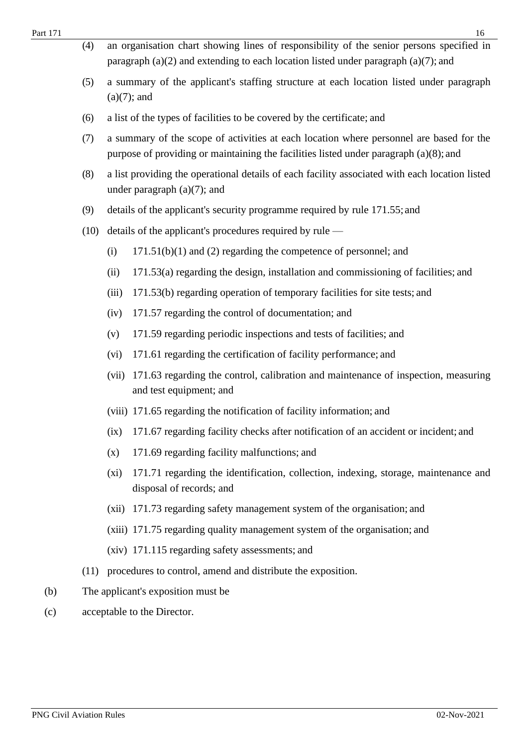(4) an organisation chart showing lines of responsibility of the senior persons specified in paragraph (a)(2) and extending to each location listed under paragraph (a)(7); and

(5) a summary of the applicant's staffing structure at each location listed under paragraph (a)(7); and

(6) a list of the types of facilities to be covered by the certificate; and

(7) a summary of the scope of activities at each location where personnel are based for the purpose of providing or maintaining the facilities listed under paragraph (a)(8); and

(8) a list providing the operational details of each facility associated with each location listed under paragraph (a)(7); and

(9) details of the applicant's security programme required by rule 171.55; and

(10) details of the applicant's procedures required by rule —

- (i) 171.51(b)(1) and (2) regarding the competence of personnel; and
- (ii) 171.53(a) regarding the design, installation and commissioning of facilities; and
- (iii) 171.53(b) regarding operation of temporary facilities for site tests; and
- (iv) 171.57 regarding the control of documentation; and
- (v) 171.59 regarding periodic inspections and tests of facilities; and
- (vi) 171.61 regarding the certification of facility performance; and
- (vii) 171.63 regarding the control, calibration and maintenance of inspection, measuring and test equipment; and
- (viii) 171.65 regarding the notification of facility information; and
- (ix) 171.67 regarding facility checks after notification of an accident or incident; and
- (x) 171.69 regarding facility malfunctions; and
- (xi) 171.71 regarding the identification, collection, indexing, storage, maintenance and disposal of records; and
- (xii) 171.73 regarding safety management system of the organisation; and
- (xiii) 171.75 regarding quality management system of the organisation; and
- (xiv) 171.115 regarding safety assessments; and

(11) procedures to control, amend and distribute the exposition.

(b) The applicant's exposition must be

(c) acceptable to the Director.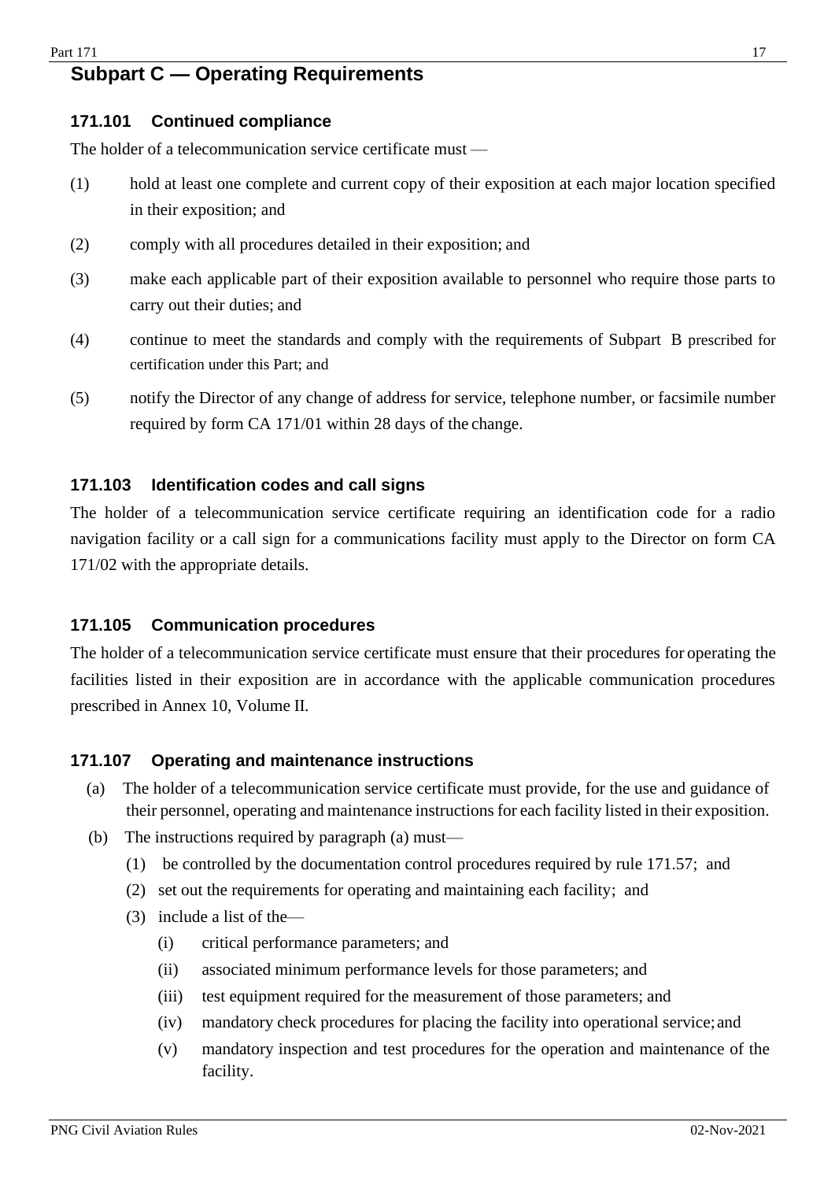## Subpart C — Operating Requirements

### 171.101 Continued compliance

The holder of a telecommunication service certificate must —

(1) hold at least one complete and current copy of their exposition at each major location specified in their exposition; and

(2) comply with all procedures detailed in their exposition; and

(3) make each applicable part of their exposition available to personnel who require those parts to carry out their duties; and

(4) continue to meet the standards and comply with the requirements of Subpart B prescribed for certification under this Part; and

(5) notify the Director of any change of address for service, telephone number, or facsimile number required by form CA 171/01 within 28 days of the change.

### 171.103 Identification codes and call signs

The holder of a telecommunication service certificate requiring an identification code for a radio navigation facility or a call sign for a communications facility must apply to the Director on form CA 171/02 with the appropriate details.

### 171.105 Communication procedures

The holder of a telecommunication service certificate must ensure that their procedures for operating the facilities listed in their exposition are in accordance with the applicable communication procedures prescribed in Annex 10, Volume II.

### 171.107 Operating and maintenance instructions

(a) The holder of a telecommunication service certificate must provide, for the use and guidance of their personnel, operating and maintenance instructions for each facility listed in their exposition.

(b) The instructions required by paragraph (a) must—

- (1) be controlled by the documentation control procedures required by rule 171.57; and
- (2) set out the requirements for operating and maintaining each facility; and
- (3) include a list of the—
  - (i) critical performance parameters; and
  - (ii) associated minimum performance levels for those parameters; and
  - (iii) test equipment required for the measurement of those parameters; and
  - (iv) mandatory check procedures for placing the facility into operational service; and
  - (v) mandatory inspection and test procedures for the operation and maintenance of the facility.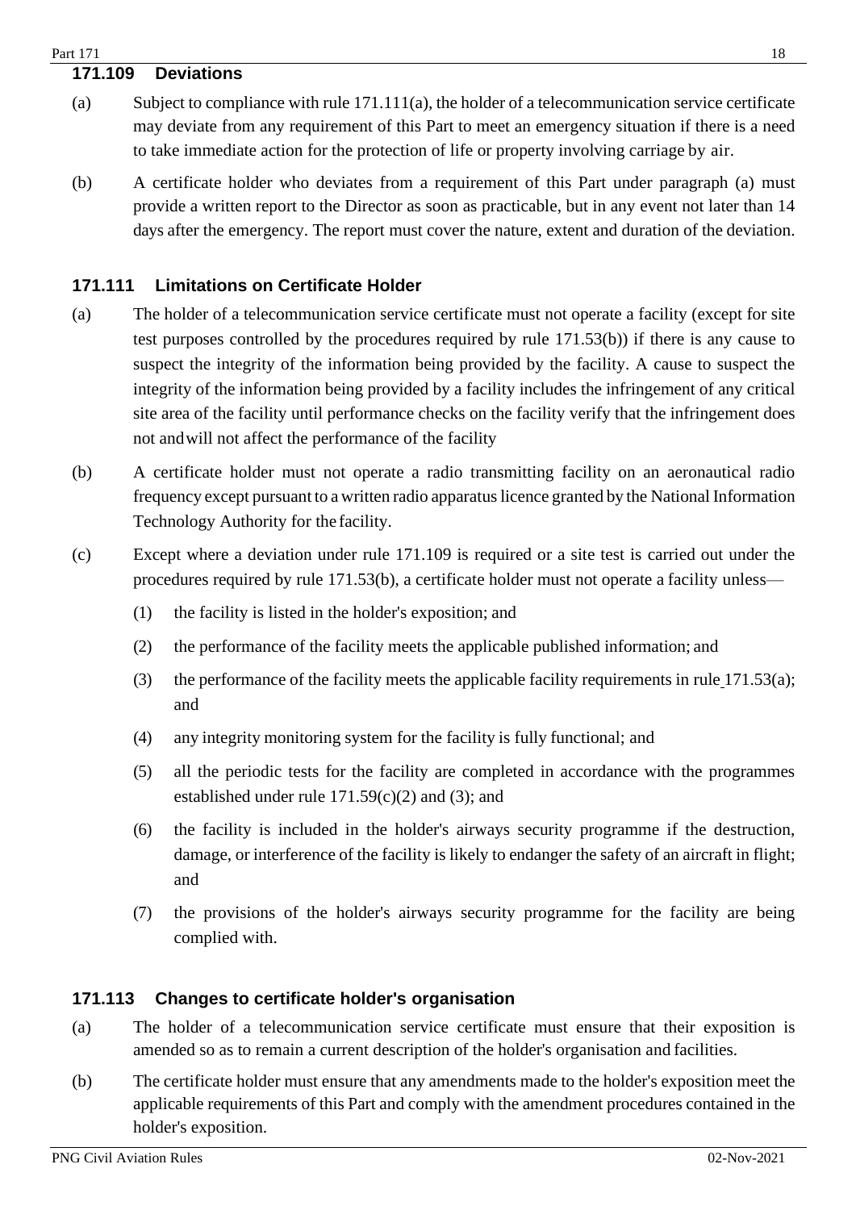### 171.109 Deviations

(a) Subject to compliance with rule 171.111(a), the holder of a telecommunication service certificate may deviate from any requirement of this Part to meet an emergency situation if there is a need to take immediate action for the protection of life or property involving carriage by air.

(b) A certificate holder who deviates from a requirement of this Part under paragraph (a) must provide a written report to the Director as soon as practicable, but in any event not later than 14 days after the emergency. The report must cover the nature, extent and duration of the deviation.

### 171.111 Limitations on Certificate Holder

(a) The holder of a telecommunication service certificate must not operate a facility (except for site test purposes controlled by the procedures required by rule 171.53(b)) if there is any cause to suspect the integrity of the information being provided by the facility. A cause to suspect the integrity of the information being provided by a facility includes the infringement of any critical site area of the facility until performance checks on the facility verify that the infringement does not and will not affect the performance of the facility

(b) A certificate holder must not operate a radio transmitting facility on an aeronautical radio frequency except pursuant to a written radio apparatus licence granted by the National Information Technology Authority for the facility.

(c) Except where a deviation under rule 171.109 is required or a site test is carried out under the procedures required by rule 171.53(b), a certificate holder must not operate a facility unless—

(1) the facility is listed in the holder's exposition; and

(2) the performance of the facility meets the applicable published information; and

(3) the performance of the facility meets the applicable facility requirements in rule 171.53(a); and

(4) any integrity monitoring system for the facility is fully functional; and

(5) all the periodic tests for the facility are completed in accordance with the programmes established under rule 171.59(c)(2) and (3); and

(6) the facility is included in the holder's airways security programme if the destruction, damage, or interference of the facility is likely to endanger the safety of an aircraft in flight; and

(7) the provisions of the holder's airways security programme for the facility are being complied with.

### 171.113 Changes to certificate holder's organisation

(a) The holder of a telecommunication service certificate must ensure that their exposition is amended so as to remain a current description of the holder's organisation and facilities.

(b) The certificate holder must ensure that any amendments made to the holder's exposition meet the applicable requirements of this Part and comply with the amendment procedures contained in the holder's exposition.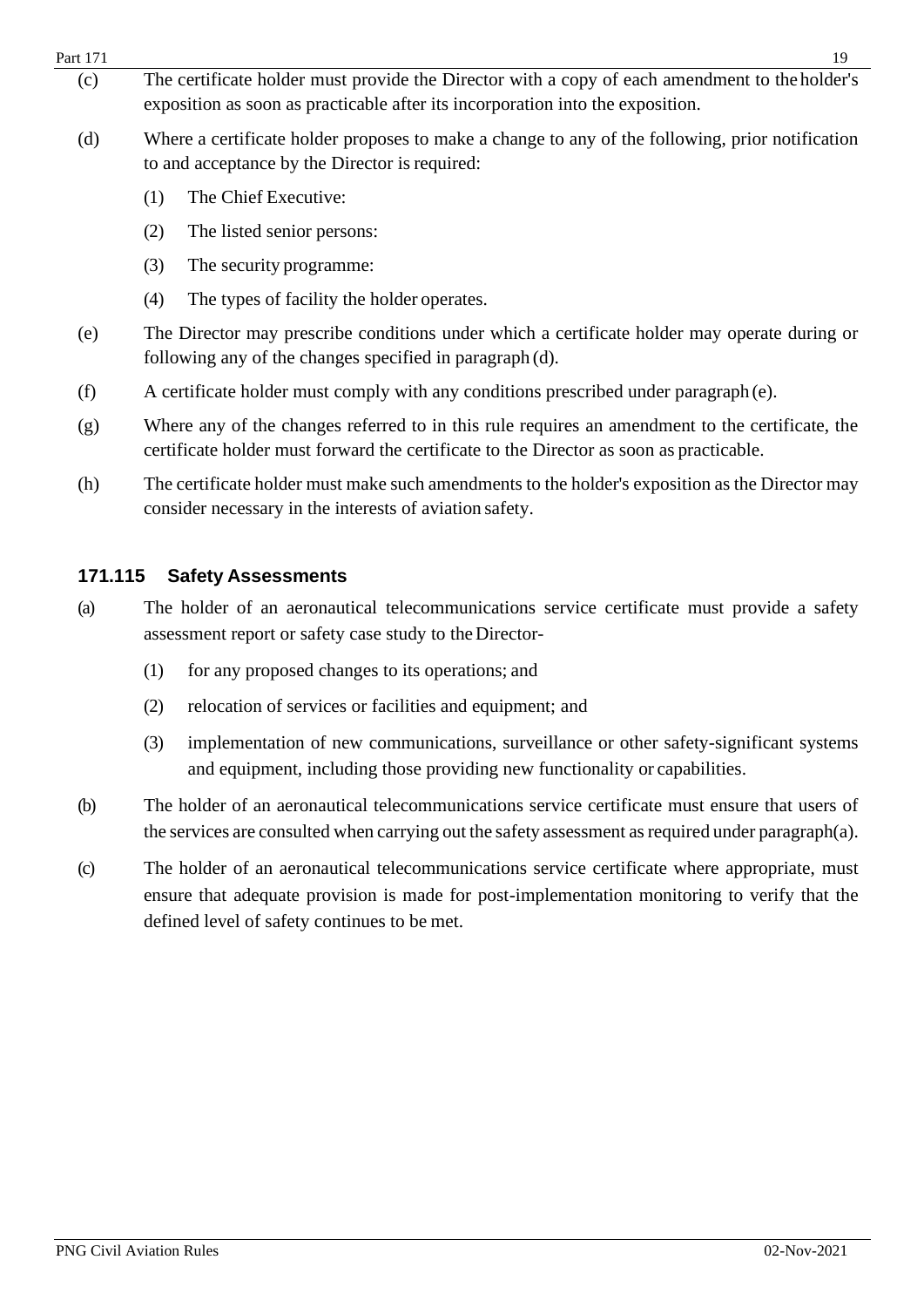(c) The certificate holder must provide the Director with a copy of each amendment to the holder's exposition as soon as practicable after its incorporation into the exposition.

(d) Where a certificate holder proposes to make a change to any of the following, prior notification to and acceptance by the Director is required:

   (1) The Chief Executive:

   (2) The listed senior persons:

   (3) The security programme:

   (4) The types of facility the holder operates.

(e) The Director may prescribe conditions under which a certificate holder may operate during or following any of the changes specified in paragraph (d).

(f) A certificate holder must comply with any conditions prescribed under paragraph (e).

(g) Where any of the changes referred to in this rule requires an amendment to the certificate, the certificate holder must forward the certificate to the Director as soon as practicable.

(h) The certificate holder must make such amendments to the holder's exposition as the Director may consider necessary in the interests of aviation safety.

### 171.115 Safety Assessments

(a) The holder of an aeronautical telecommunications service certificate must provide a safety assessment report or safety case study to the Director-

   (1) for any proposed changes to its operations; and

   (2) relocation of services or facilities and equipment; and

   (3) implementation of new communications, surveillance or other safety-significant systems and equipment, including those providing new functionality or capabilities.

(b) The holder of an aeronautical telecommunications service certificate must ensure that users of the services are consulted when carrying out the safety assessment as required under paragraph(a).

(c) The holder of an aeronautical telecommunications service certificate where appropriate, must ensure that adequate provision is made for post-implementation monitoring to verify that the defined level of safety continues to be met.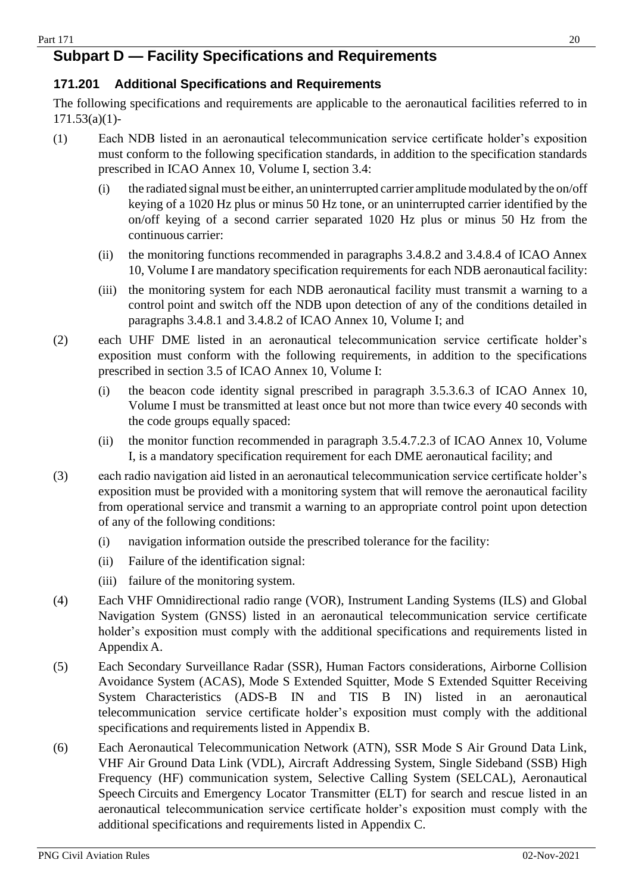## Subpart D — Facility Specifications and Requirements

### 171.201 Additional Specifications and Requirements

The following specifications and requirements are applicable to the aeronautical facilities referred to in 171.53(a)(1)-

(1) Each NDB listed in an aeronautical telecommunication service certificate holder's exposition must conform to the following specification standards, in addition to the specification standards prescribed in ICAO Annex 10, Volume I, section 3.4:

- (i) the radiated signal must be either, an uninterrupted carrier amplitude modulated by the on/off keying of a 1020 Hz plus or minus 50 Hz tone, or an uninterrupted carrier identified by the on/off keying of a second carrier separated 1020 Hz plus or minus 50 Hz from the continuous carrier:
- (ii) the monitoring functions recommended in paragraphs 3.4.8.2 and 3.4.8.4 of ICAO Annex 10, Volume I are mandatory specification requirements for each NDB aeronautical facility:
- (iii) the monitoring system for each NDB aeronautical facility must transmit a warning to a control point and switch off the NDB upon detection of any of the conditions detailed in paragraphs 3.4.8.1 and 3.4.8.2 of ICAO Annex 10, Volume I; and

(2) each UHF DME listed in an aeronautical telecommunication service certificate holder's exposition must conform with the following requirements, in addition to the specifications prescribed in section 3.5 of ICAO Annex 10, Volume I:

- (i) the beacon code identity signal prescribed in paragraph 3.5.3.6.3 of ICAO Annex 10, Volume I must be transmitted at least once but not more than twice every 40 seconds with the code groups equally spaced:
- (ii) the monitor function recommended in paragraph 3.5.4.7.2.3 of ICAO Annex 10, Volume I, is a mandatory specification requirement for each DME aeronautical facility; and

(3) each radio navigation aid listed in an aeronautical telecommunication service certificate holder's exposition must be provided with a monitoring system that will remove the aeronautical facility from operational service and transmit a warning to an appropriate control point upon detection of any of the following conditions:

- (i) navigation information outside the prescribed tolerance for the facility:
- (ii) Failure of the identification signal:
- (iii) failure of the monitoring system.

(4) Each VHF Omnidirectional radio range (VOR), Instrument Landing Systems (ILS) and Global Navigation System (GNSS) listed in an aeronautical telecommunication service certificate holder's exposition must comply with the additional specifications and requirements listed in Appendix A.

(5) Each Secondary Surveillance Radar (SSR), Human Factors considerations, Airborne Collision Avoidance System (ACAS), Mode S Extended Squitter, Mode S Extended Squitter Receiving System Characteristics (ADS-B IN and TIS B IN) listed in an aeronautical telecommunication service certificate holder's exposition must comply with the additional specifications and requirements listed in Appendix B.

(6) Each Aeronautical Telecommunication Network (ATN), SSR Mode S Air Ground Data Link, VHF Air Ground Data Link (VDL), Aircraft Addressing System, Single Sideband (SSB) High Frequency (HF) communication system, Selective Calling System (SELCAL), Aeronautical Speech Circuits and Emergency Locator Transmitter (ELT) for search and rescue listed in an aeronautical telecommunication service certificate holder's exposition must comply with the additional specifications and requirements listed in Appendix C.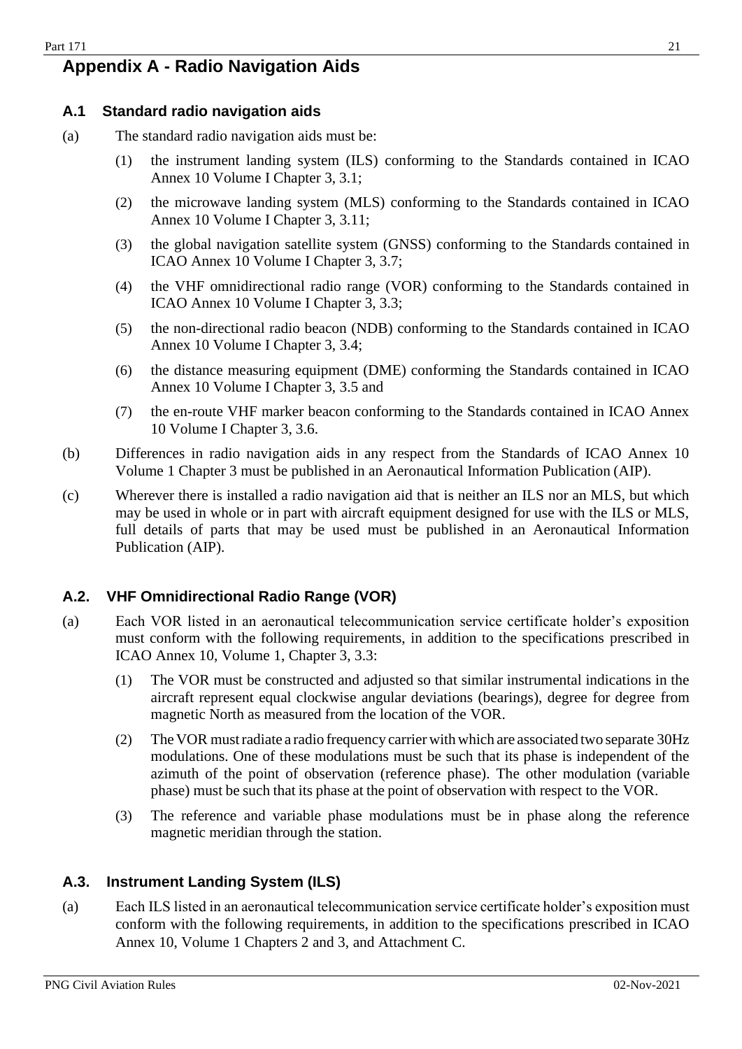# Appendix A - Radio Navigation Aids

### A.1 Standard radio navigation aids

(a) The standard radio navigation aids must be:

(1) the instrument landing system (ILS) conforming to the Standards contained in ICAO Annex 10 Volume I Chapter 3, 3.1;

(2) the microwave landing system (MLS) conforming to the Standards contained in ICAO Annex 10 Volume I Chapter 3, 3.11;

(3) the global navigation satellite system (GNSS) conforming to the Standards contained in ICAO Annex 10 Volume I Chapter 3, 3.7;

(4) the VHF omnidirectional radio range (VOR) conforming to the Standards contained in ICAO Annex 10 Volume I Chapter 3, 3.3;

(5) the non-directional radio beacon (NDB) conforming to the Standards contained in ICAO Annex 10 Volume I Chapter 3, 3.4;

(6) the distance measuring equipment (DME) conforming the Standards contained in ICAO Annex 10 Volume I Chapter 3, 3.5 and

(7) the en-route VHF marker beacon conforming to the Standards contained in ICAO Annex 10 Volume I Chapter 3, 3.6.

(b) Differences in radio navigation aids in any respect from the Standards of ICAO Annex 10 Volume 1 Chapter 3 must be published in an Aeronautical Information Publication (AIP).

(c) Wherever there is installed a radio navigation aid that is neither an ILS nor an MLS, but which may be used in whole or in part with aircraft equipment designed for use with the ILS or MLS, full details of parts that may be used must be published in an Aeronautical Information Publication (AIP).

### A.2. VHF Omnidirectional Radio Range (VOR)

(a) Each VOR listed in an aeronautical telecommunication service certificate holder's exposition must conform with the following requirements, in addition to the specifications prescribed in ICAO Annex 10, Volume 1, Chapter 3, 3.3:

(1) The VOR must be constructed and adjusted so that similar instrumental indications in the aircraft represent equal clockwise angular deviations (bearings), degree for degree from magnetic North as measured from the location of the VOR.

(2) The VOR must radiate a radio frequency carrier with which are associated two separate 30Hz modulations. One of these modulations must be such that its phase is independent of the azimuth of the point of observation (reference phase). The other modulation (variable phase) must be such that its phase at the point of observation with respect to the VOR.

(3) The reference and variable phase modulations must be in phase along the reference magnetic meridian through the station.

### A.3. Instrument Landing System (ILS)

(a) Each ILS listed in an aeronautical telecommunication service certificate holder's exposition must conform with the following requirements, in addition to the specifications prescribed in ICAO Annex 10, Volume 1 Chapters 2 and 3, and Attachment C.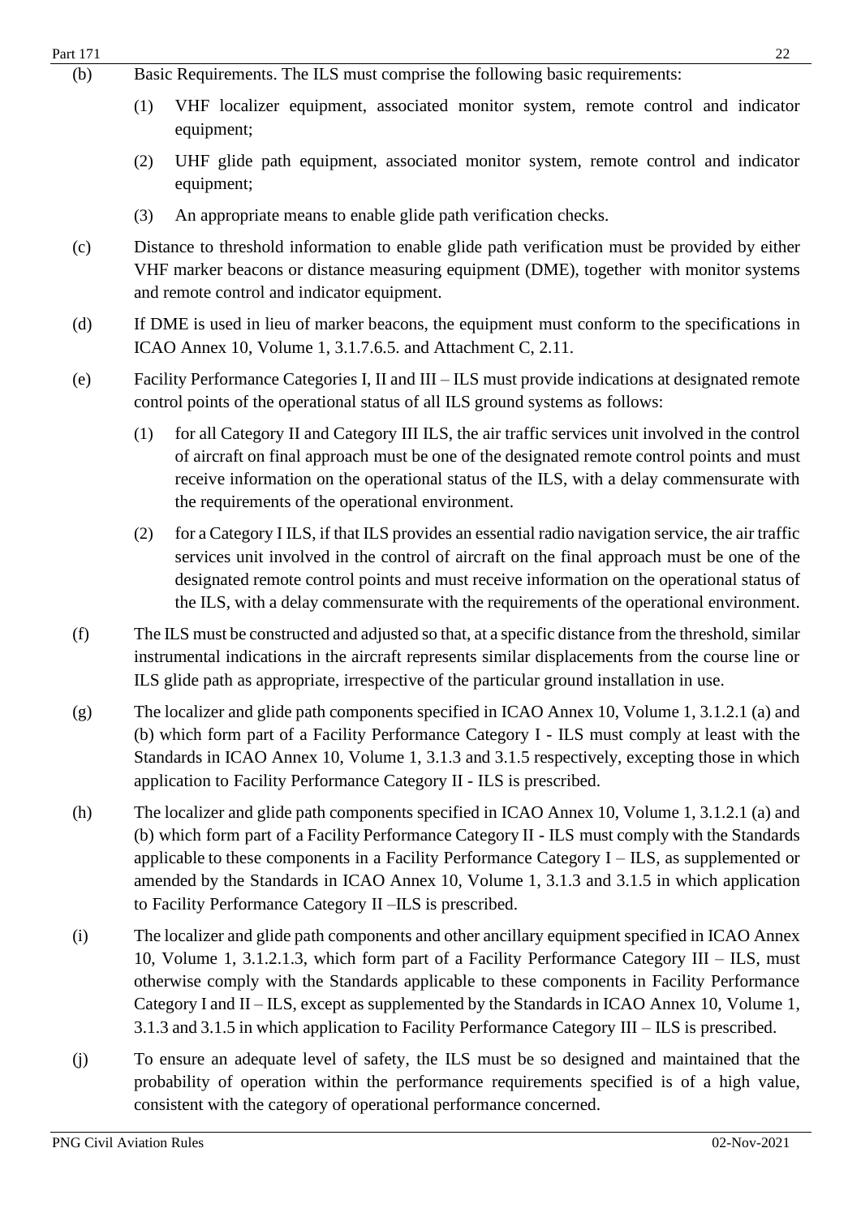(b) Basic Requirements. The ILS must comprise the following basic requirements:

(1) VHF localizer equipment, associated monitor system, remote control and indicator equipment;

(2) UHF glide path equipment, associated monitor system, remote control and indicator equipment;

(3) An appropriate means to enable glide path verification checks.

(c) Distance to threshold information to enable glide path verification must be provided by either VHF marker beacons or distance measuring equipment (DME), together with monitor systems and remote control and indicator equipment.

(d) If DME is used in lieu of marker beacons, the equipment must conform to the specifications in ICAO Annex 10, Volume 1, 3.1.7.6.5. and Attachment C, 2.11.

(e) Facility Performance Categories I, II and III – ILS must provide indications at designated remote control points of the operational status of all ILS ground systems as follows:

(1) for all Category II and Category III ILS, the air traffic services unit involved in the control of aircraft on final approach must be one of the designated remote control points and must receive information on the operational status of the ILS, with a delay commensurate with the requirements of the operational environment.

(2) for a Category I ILS, if that ILS provides an essential radio navigation service, the air traffic services unit involved in the control of aircraft on the final approach must be one of the designated remote control points and must receive information on the operational status of the ILS, with a delay commensurate with the requirements of the operational environment.

(f) The ILS must be constructed and adjusted so that, at a specific distance from the threshold, similar instrumental indications in the aircraft represents similar displacements from the course line or ILS glide path as appropriate, irrespective of the particular ground installation in use.

(g) The localizer and glide path components specified in ICAO Annex 10, Volume 1, 3.1.2.1 (a) and (b) which form part of a Facility Performance Category I - ILS must comply at least with the Standards in ICAO Annex 10, Volume 1, 3.1.3 and 3.1.5 respectively, excepting those in which application to Facility Performance Category II - ILS is prescribed.

(h) The localizer and glide path components specified in ICAO Annex 10, Volume 1, 3.1.2.1 (a) and (b) which form part of a Facility Performance Category II - ILS must comply with the Standards applicable to these components in a Facility Performance Category I – ILS, as supplemented or amended by the Standards in ICAO Annex 10, Volume 1, 3.1.3 and 3.1.5 in which application to Facility Performance Category II –ILS is prescribed.

(i) The localizer and glide path components and other ancillary equipment specified in ICAO Annex 10, Volume 1, 3.1.2.1.3, which form part of a Facility Performance Category III – ILS, must otherwise comply with the Standards applicable to these components in Facility Performance Category I and II – ILS, except as supplemented by the Standards in ICAO Annex 10, Volume 1, 3.1.3 and 3.1.5 in which application to Facility Performance Category III – ILS is prescribed.

(j) To ensure an adequate level of safety, the ILS must be so designed and maintained that the probability of operation within the performance requirements specified is of a high value, consistent with the category of operational performance concerned.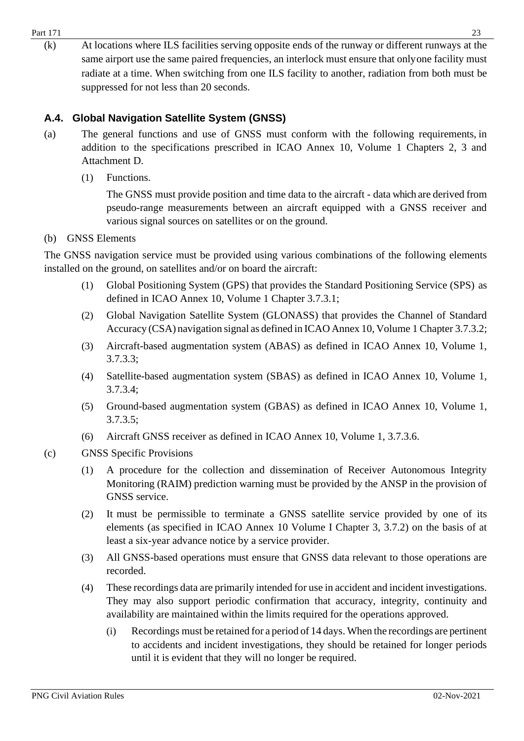(k) At locations where ILS facilities serving opposite ends of the runway or different runways at the same airport use the same paired frequencies, an interlock must ensure that onlyone facility must radiate at a time. When switching from one ILS facility to another, radiation from both must be suppressed for not less than 20 seconds.

### A.4. Global Navigation Satellite System (GNSS)

(a) The general functions and use of GNSS must conform with the following requirements, in addition to the specifications prescribed in ICAO Annex 10, Volume 1 Chapters 2, 3 and Attachment D.

(1) Functions.

The GNSS must provide position and time data to the aircraft - data which are derived from pseudo-range measurements between an aircraft equipped with a GNSS receiver and various signal sources on satellites or on the ground.

(b) GNSS Elements

The GNSS navigation service must be provided using various combinations of the following elements installed on the ground, on satellites and/or on board the aircraft:

(1) Global Positioning System (GPS) that provides the Standard Positioning Service (SPS) as defined in ICAO Annex 10, Volume 1 Chapter 3.7.3.1;

(2) Global Navigation Satellite System (GLONASS) that provides the Channel of Standard Accuracy (CSA) navigation signal as defined in ICAO Annex 10, Volume 1 Chapter 3.7.3.2;

(3) Aircraft-based augmentation system (ABAS) as defined in ICAO Annex 10, Volume 1, 3.7.3.3;

(4) Satellite-based augmentation system (SBAS) as defined in ICAO Annex 10, Volume 1, 3.7.3.4;

(5) Ground-based augmentation system (GBAS) as defined in ICAO Annex 10, Volume 1, 3.7.3.5;

(6) Aircraft GNSS receiver as defined in ICAO Annex 10, Volume 1, 3.7.3.6.

(c) GNSS Specific Provisions

(1) A procedure for the collection and dissemination of Receiver Autonomous Integrity Monitoring (RAIM) prediction warning must be provided by the ANSP in the provision of GNSS service.

(2) It must be permissible to terminate a GNSS satellite service provided by one of its elements (as specified in ICAO Annex 10 Volume I Chapter 3, 3.7.2) on the basis of at least a six-year advance notice by a service provider.

(3) All GNSS-based operations must ensure that GNSS data relevant to those operations are recorded.

(4) These recordings data are primarily intended for use in accident and incident investigations. They may also support periodic confirmation that accuracy, integrity, continuity and availability are maintained within the limits required for the operations approved.

(i) Recordings must be retained for a period of 14 days. When the recordings are pertinent to accidents and incident investigations, they should be retained for longer periods until it is evident that they will no longer be required.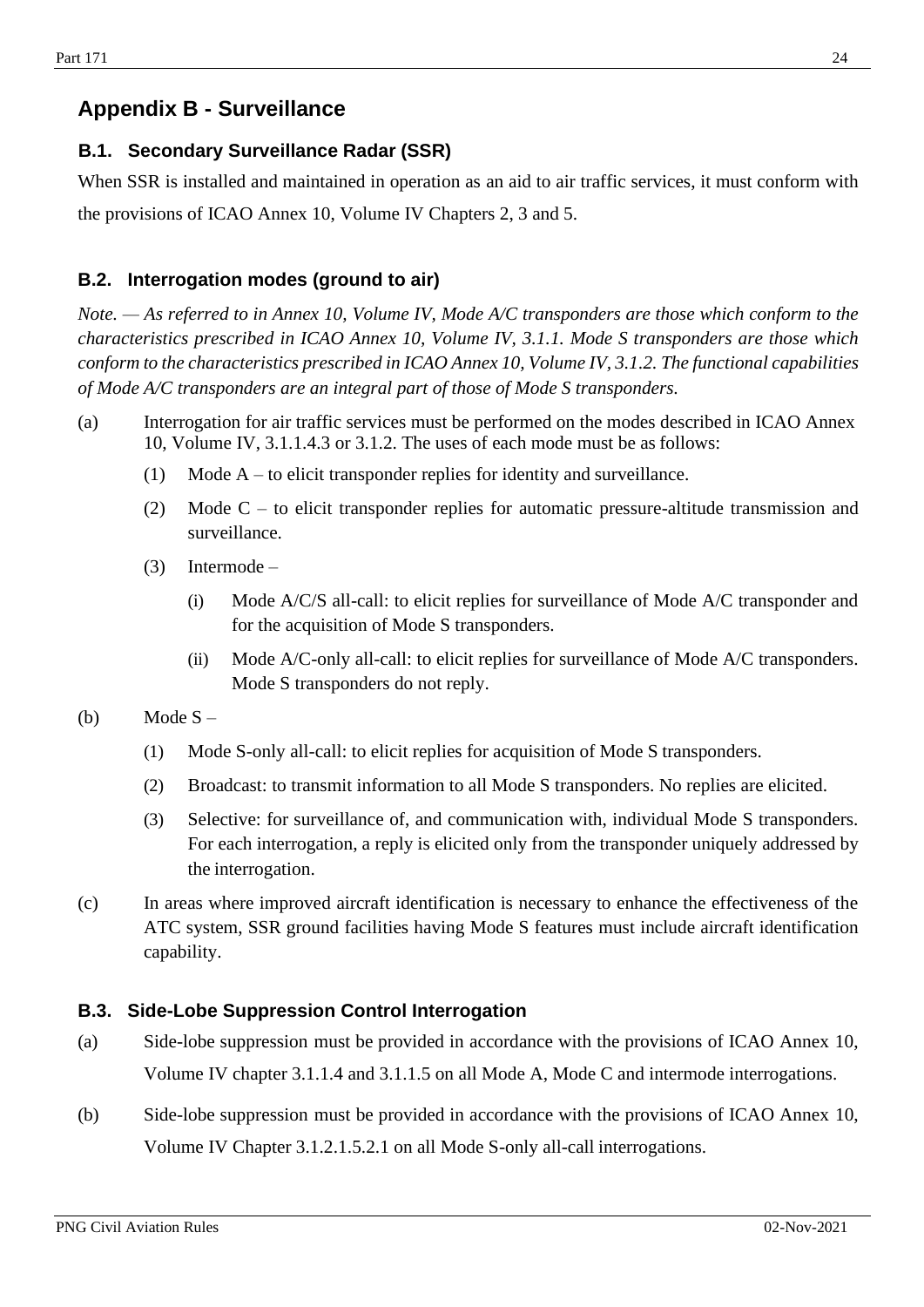## Appendix B - Surveillance

### B.1. Secondary Surveillance Radar (SSR)

When SSR is installed and maintained in operation as an aid to air traffic services, it must conform with the provisions of ICAO Annex 10, Volume IV Chapters 2, 3 and 5.

### B.2. Interrogation modes (ground to air)

*Note. — As referred to in Annex 10, Volume IV, Mode A/C transponders are those which conform to the characteristics prescribed in ICAO Annex 10, Volume IV, 3.1.1. Mode S transponders are those which conform to the characteristics prescribed in ICAO Annex 10, Volume IV, 3.1.2. The functional capabilities of Mode A/C transponders are an integral part of those of Mode S transponders.*

(a) Interrogation for air traffic services must be performed on the modes described in ICAO Annex 10, Volume IV, 3.1.1.4.3 or 3.1.2. The uses of each mode must be as follows:

  (1) Mode A – to elicit transponder replies for identity and surveillance.

  (2) Mode C – to elicit transponder replies for automatic pressure-altitude transmission and surveillance.

  (3) Intermode –

    (i) Mode A/C/S all-call: to elicit replies for surveillance of Mode A/C transponder and for the acquisition of Mode S transponders.

    (ii) Mode A/C-only all-call: to elicit replies for surveillance of Mode A/C transponders. Mode S transponders do not reply.

(b) Mode S –

  (1) Mode S-only all-call: to elicit replies for acquisition of Mode S transponders.

  (2) Broadcast: to transmit information to all Mode S transponders. No replies are elicited.

  (3) Selective: for surveillance of, and communication with, individual Mode S transponders. For each interrogation, a reply is elicited only from the transponder uniquely addressed by the interrogation.

(c) In areas where improved aircraft identification is necessary to enhance the effectiveness of the ATC system, SSR ground facilities having Mode S features must include aircraft identification capability.

### B.3. Side-Lobe Suppression Control Interrogation

(a) Side-lobe suppression must be provided in accordance with the provisions of ICAO Annex 10, Volume IV chapter 3.1.1.4 and 3.1.1.5 on all Mode A, Mode C and intermode interrogations.

(b) Side-lobe suppression must be provided in accordance with the provisions of ICAO Annex 10, Volume IV Chapter 3.1.2.1.5.2.1 on all Mode S-only all-call interrogations.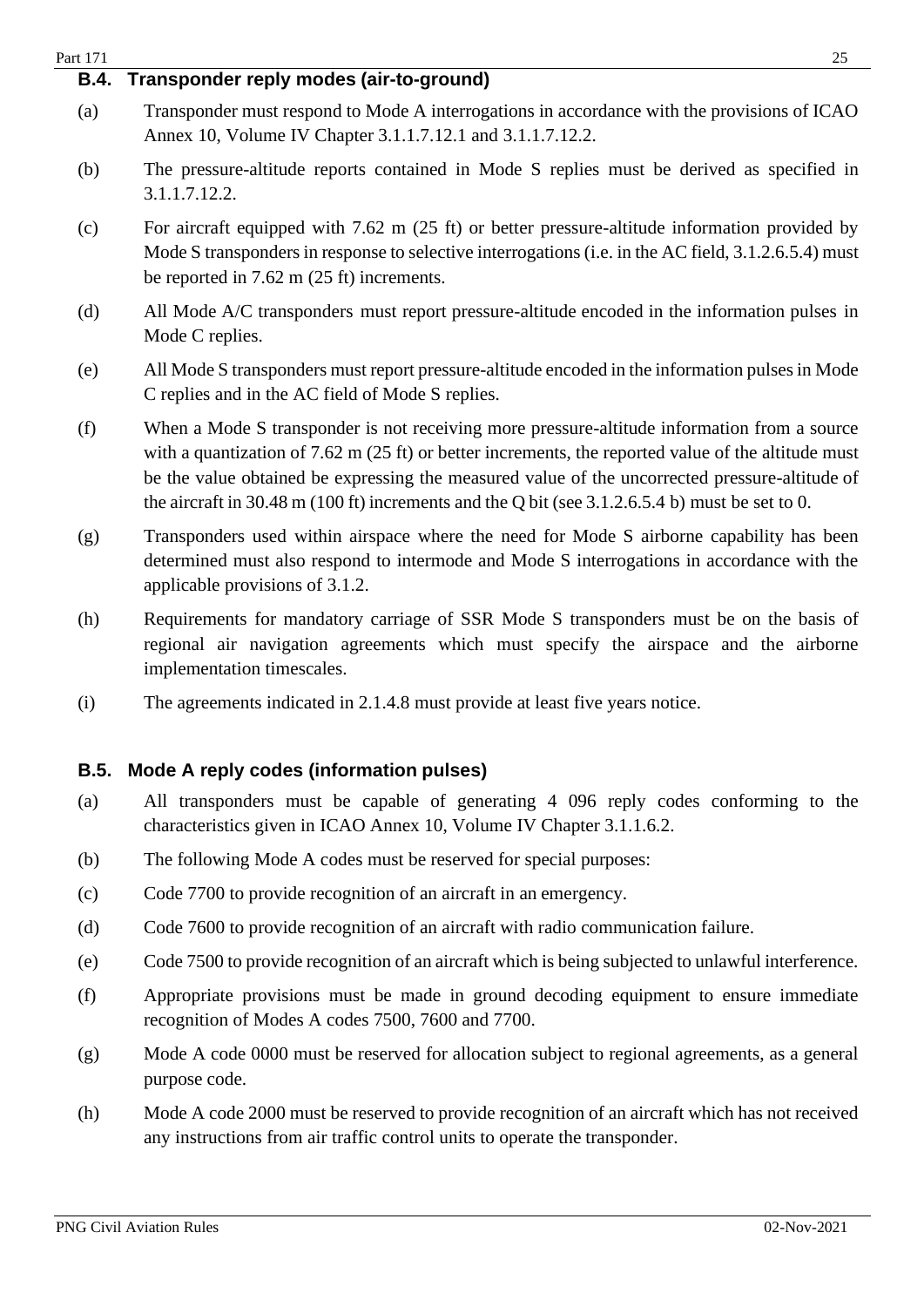### B.4. Transponder reply modes (air-to-ground)

(a) Transponder must respond to Mode A interrogations in accordance with the provisions of ICAO Annex 10, Volume IV Chapter 3.1.1.7.12.1 and 3.1.1.7.12.2.

(b) The pressure-altitude reports contained in Mode S replies must be derived as specified in 3.1.1.7.12.2.

(c) For aircraft equipped with 7.62 m (25 ft) or better pressure-altitude information provided by Mode S transponders in response to selective interrogations (i.e. in the AC field, 3.1.2.6.5.4) must be reported in 7.62 m (25 ft) increments.

(d) All Mode A/C transponders must report pressure-altitude encoded in the information pulses in Mode C replies.

(e) All Mode S transponders must report pressure-altitude encoded in the information pulses in Mode C replies and in the AC field of Mode S replies.

(f) When a Mode S transponder is not receiving more pressure-altitude information from a source with a quantization of 7.62 m (25 ft) or better increments, the reported value of the altitude must be the value obtained be expressing the measured value of the uncorrected pressure-altitude of the aircraft in 30.48 m (100 ft) increments and the Q bit (see 3.1.2.6.5.4 b) must be set to 0.

(g) Transponders used within airspace where the need for Mode S airborne capability has been determined must also respond to intermode and Mode S interrogations in accordance with the applicable provisions of 3.1.2.

(h) Requirements for mandatory carriage of SSR Mode S transponders must be on the basis of regional air navigation agreements which must specify the airspace and the airborne implementation timescales.

(i) The agreements indicated in 2.1.4.8 must provide at least five years notice.

### B.5. Mode A reply codes (information pulses)

(a) All transponders must be capable of generating 4 096 reply codes conforming to the characteristics given in ICAO Annex 10, Volume IV Chapter 3.1.1.6.2.

(b) The following Mode A codes must be reserved for special purposes:

(c) Code 7700 to provide recognition of an aircraft in an emergency.

(d) Code 7600 to provide recognition of an aircraft with radio communication failure.

(e) Code 7500 to provide recognition of an aircraft which is being subjected to unlawful interference.

(f) Appropriate provisions must be made in ground decoding equipment to ensure immediate recognition of Modes A codes 7500, 7600 and 7700.

(g) Mode A code 0000 must be reserved for allocation subject to regional agreements, as a general purpose code.

(h) Mode A code 2000 must be reserved to provide recognition of an aircraft which has not received any instructions from air traffic control units to operate the transponder.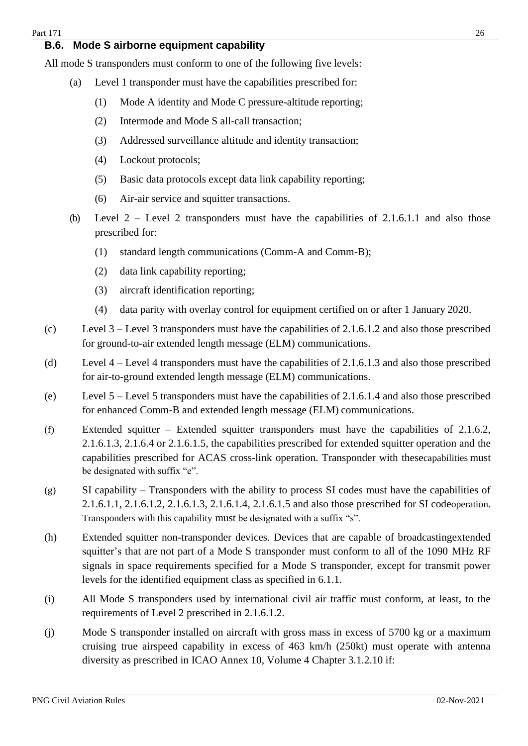## B.6. Mode S airborne equipment capability

All mode S transponders must conform to one of the following five levels:

(a) Level 1 transponder must have the capabilities prescribed for:

(1) Mode A identity and Mode C pressure-altitude reporting;

(2) Intermode and Mode S all-call transaction;

(3) Addressed surveillance altitude and identity transaction;

(4) Lockout protocols;

(5) Basic data protocols except data link capability reporting;

(6) Air-air service and squitter transactions.

(b) Level 2 – Level 2 transponders must have the capabilities of 2.1.6.1.1 and also those prescribed for:

(1) standard length communications (Comm-A and Comm-B);

(2) data link capability reporting;

(3) aircraft identification reporting;

(4) data parity with overlay control for equipment certified on or after 1 January 2020.

(c) Level 3 – Level 3 transponders must have the capabilities of 2.1.6.1.2 and also those prescribed for ground-to-air extended length message (ELM) communications.

(d) Level 4 – Level 4 transponders must have the capabilities of 2.1.6.1.3 and also those prescribed for air-to-ground extended length message (ELM) communications.

(e) Level 5 – Level 5 transponders must have the capabilities of 2.1.6.1.4 and also those prescribed for enhanced Comm-B and extended length message (ELM) communications.

(f) Extended squitter – Extended squitter transponders must have the capabilities of 2.1.6.2, 2.1.6.1.3, 2.1.6.4 or 2.1.6.1.5, the capabilities prescribed for extended squitter operation and the capabilities prescribed for ACAS cross-link operation. Transponder with thesecapabilities must be designated with suffix "e".

(g) SI capability – Transponders with the ability to process SI codes must have the capabilities of 2.1.6.1.1, 2.1.6.1.2, 2.1.6.1.3, 2.1.6.1.4, 2.1.6.1.5 and also those prescribed for SI codeoperation. Transponders with this capability must be designated with a suffix "s".

(h) Extended squitter non-transponder devices. Devices that are capable of broadcastingextended squitter's that are not part of a Mode S transponder must conform to all of the 1090 MHz RF signals in space requirements specified for a Mode S transponder, except for transmit power levels for the identified equipment class as specified in 6.1.1.

(i) All Mode S transponders used by international civil air traffic must conform, at least, to the requirements of Level 2 prescribed in 2.1.6.1.2.

(j) Mode S transponder installed on aircraft with gross mass in excess of 5700 kg or a maximum cruising true airspeed capability in excess of 463 km/h (250kt) must operate with antenna diversity as prescribed in ICAO Annex 10, Volume 4 Chapter 3.1.2.10 if: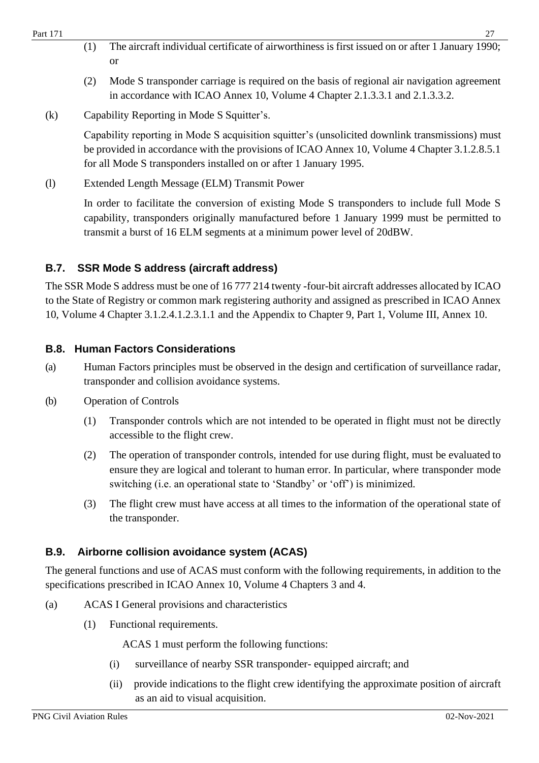(1) The aircraft individual certificate of airworthiness is first issued on or after 1 January 1990; or

(2) Mode S transponder carriage is required on the basis of regional air navigation agreement in accordance with ICAO Annex 10, Volume 4 Chapter 2.1.3.3.1 and 2.1.3.3.2.

(k) Capability Reporting in Mode S Squitter's.

Capability reporting in Mode S acquisition squitter's (unsolicited downlink transmissions) must be provided in accordance with the provisions of ICAO Annex 10, Volume 4 Chapter 3.1.2.8.5.1 for all Mode S transponders installed on or after 1 January 1995.

(l) Extended Length Message (ELM) Transmit Power

In order to facilitate the conversion of existing Mode S transponders to include full Mode S capability, transponders originally manufactured before 1 January 1999 must be permitted to transmit a burst of 16 ELM segments at a minimum power level of 20dBW.

### B.7. SSR Mode S address (aircraft address)

The SSR Mode S address must be one of 16 777 214 twenty -four-bit aircraft addresses allocated by ICAO to the State of Registry or common mark registering authority and assigned as prescribed in ICAO Annex 10, Volume 4 Chapter 3.1.2.4.1.2.3.1.1 and the Appendix to Chapter 9, Part 1, Volume III, Annex 10.

### B.8. Human Factors Considerations

(a) Human Factors principles must be observed in the design and certification of surveillance radar, transponder and collision avoidance systems.

(b) Operation of Controls

(1) Transponder controls which are not intended to be operated in flight must not be directly accessible to the flight crew.

(2) The operation of transponder controls, intended for use during flight, must be evaluated to ensure they are logical and tolerant to human error. In particular, where transponder mode switching (i.e. an operational state to 'Standby' or 'off') is minimized.

(3) The flight crew must have access at all times to the information of the operational state of the transponder.

### B.9. Airborne collision avoidance system (ACAS)

The general functions and use of ACAS must conform with the following requirements, in addition to the specifications prescribed in ICAO Annex 10, Volume 4 Chapters 3 and 4.

(a) ACAS I General provisions and characteristics

(1) Functional requirements.

ACAS 1 must perform the following functions:

(i) surveillance of nearby SSR transponder- equipped aircraft; and

(ii) provide indications to the flight crew identifying the approximate position of aircraft as an aid to visual acquisition.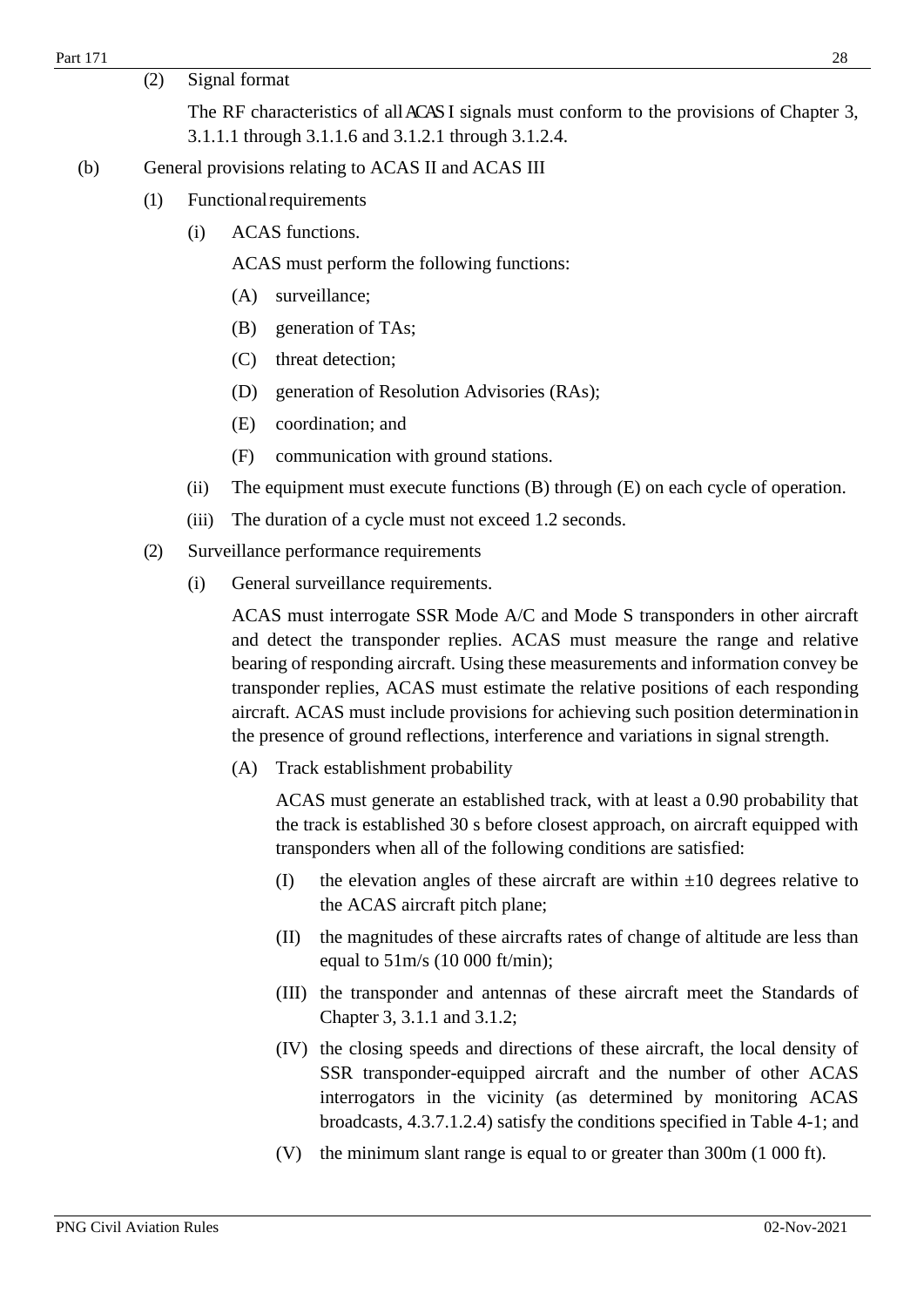(2) Signal format

The RF characteristics of all ACAS I signals must conform to the provisions of Chapter 3, 3.1.1.1 through 3.1.1.6 and 3.1.2.1 through 3.1.2.4.

(b) General provisions relating to ACAS II and ACAS III

(1) Functional requirements

(i) ACAS functions.

ACAS must perform the following functions:

(A) surveillance;

(B) generation of TAs;

(C) threat detection;

(D) generation of Resolution Advisories (RAs);

(E) coordination; and

(F) communication with ground stations.

(ii) The equipment must execute functions (B) through (E) on each cycle of operation.

(iii) The duration of a cycle must not exceed 1.2 seconds.

(2) Surveillance performance requirements

(i) General surveillance requirements.

ACAS must interrogate SSR Mode A/C and Mode S transponders in other aircraft and detect the transponder replies. ACAS must measure the range and relative bearing of responding aircraft. Using these measurements and information convey be transponder replies, ACAS must estimate the relative positions of each responding aircraft. ACAS must include provisions for achieving such position determination in the presence of ground reflections, interference and variations in signal strength.

(A) Track establishment probability

ACAS must generate an established track, with at least a 0.90 probability that the track is established 30 s before closest approach, on aircraft equipped with transponders when all of the following conditions are satisfied:

(I) the elevation angles of these aircraft are within ±10 degrees relative to the ACAS aircraft pitch plane;

(II) the magnitudes of these aircrafts rates of change of altitude are less than equal to 51m/s (10 000 ft/min);

(III) the transponder and antennas of these aircraft meet the Standards of Chapter 3, 3.1.1 and 3.1.2;

(IV) the closing speeds and directions of these aircraft, the local density of SSR transponder-equipped aircraft and the number of other ACAS interrogators in the vicinity (as determined by monitoring ACAS broadcasts, 4.3.7.1.2.4) satisfy the conditions specified in Table 4-1; and

(V) the minimum slant range is equal to or greater than 300m (1 000 ft).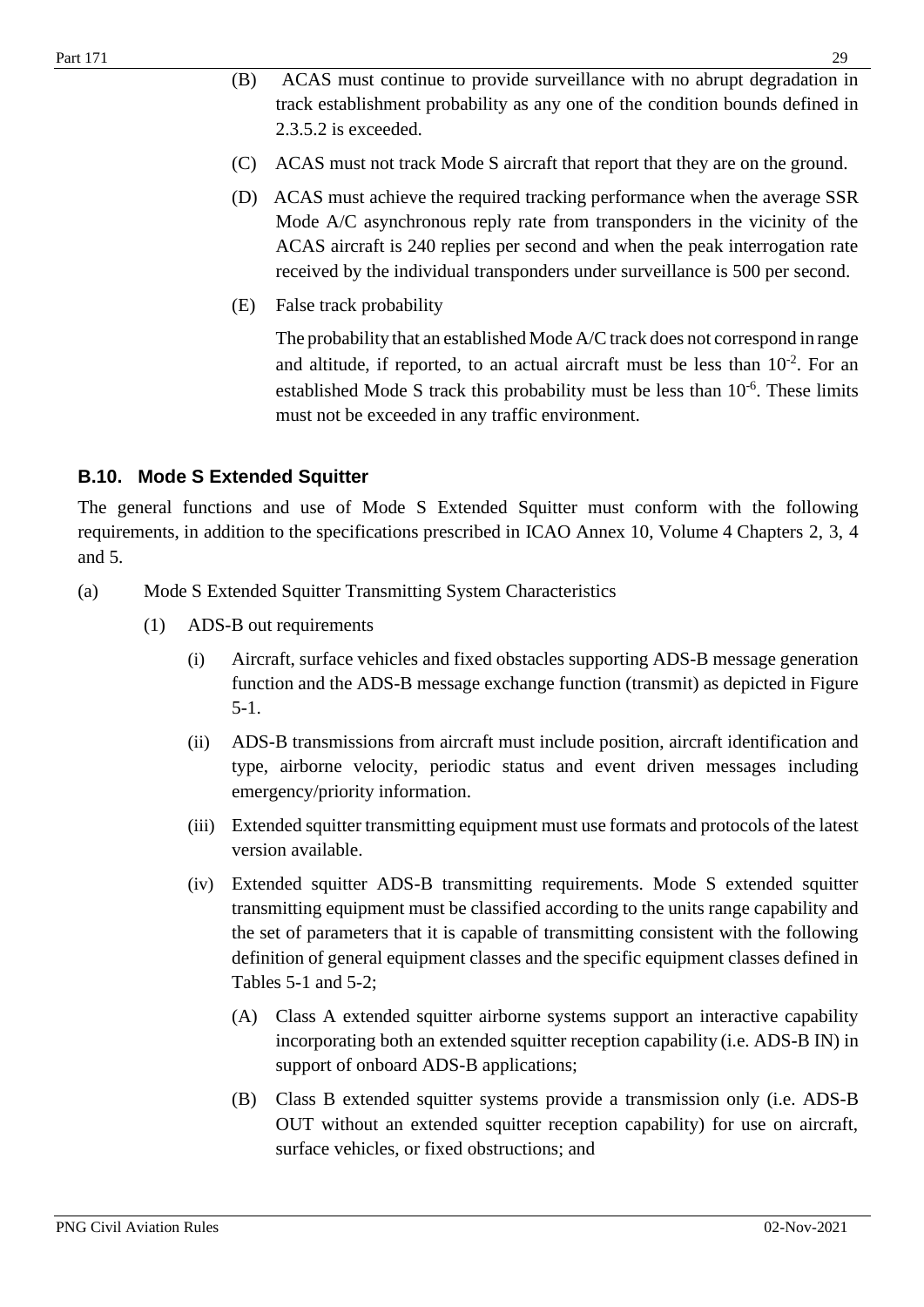(B) ACAS must continue to provide surveillance with no abrupt degradation in track establishment probability as any one of the condition bounds defined in 2.3.5.2 is exceeded.

(C) ACAS must not track Mode S aircraft that report that they are on the ground.

(D) ACAS must achieve the required tracking performance when the average SSR Mode A/C asynchronous reply rate from transponders in the vicinity of the ACAS aircraft is 240 replies per second and when the peak interrogation rate received by the individual transponders under surveillance is 500 per second.

(E) False track probability

The probability that an established Mode A/C track does not correspond in range and altitude, if reported, to an actual aircraft must be less than $10^{-2}$. For an established Mode S track this probability must be less than $10^{-6}$. These limits must not be exceeded in any traffic environment.

## B.10. Mode S Extended Squitter

The general functions and use of Mode S Extended Squitter must conform with the following requirements, in addition to the specifications prescribed in ICAO Annex 10, Volume 4 Chapters 2, 3, 4 and 5.

(a) Mode S Extended Squitter Transmitting System Characteristics

(1) ADS-B out requirements

(i) Aircraft, surface vehicles and fixed obstacles supporting ADS-B message generation function and the ADS-B message exchange function (transmit) as depicted in Figure 5-1.

(ii) ADS-B transmissions from aircraft must include position, aircraft identification and type, airborne velocity, periodic status and event driven messages including emergency/priority information.

(iii) Extended squitter transmitting equipment must use formats and protocols of the latest version available.

(iv) Extended squitter ADS-B transmitting requirements. Mode S extended squitter transmitting equipment must be classified according to the units range capability and the set of parameters that it is capable of transmitting consistent with the following definition of general equipment classes and the specific equipment classes defined in Tables 5-1 and 5-2;

(A) Class A extended squitter airborne systems support an interactive capability incorporating both an extended squitter reception capability (i.e. ADS-B IN) in support of onboard ADS-B applications;

(B) Class B extended squitter systems provide a transmission only (i.e. ADS-B OUT without an extended squitter reception capability) for use on aircraft, surface vehicles, or fixed obstructions; and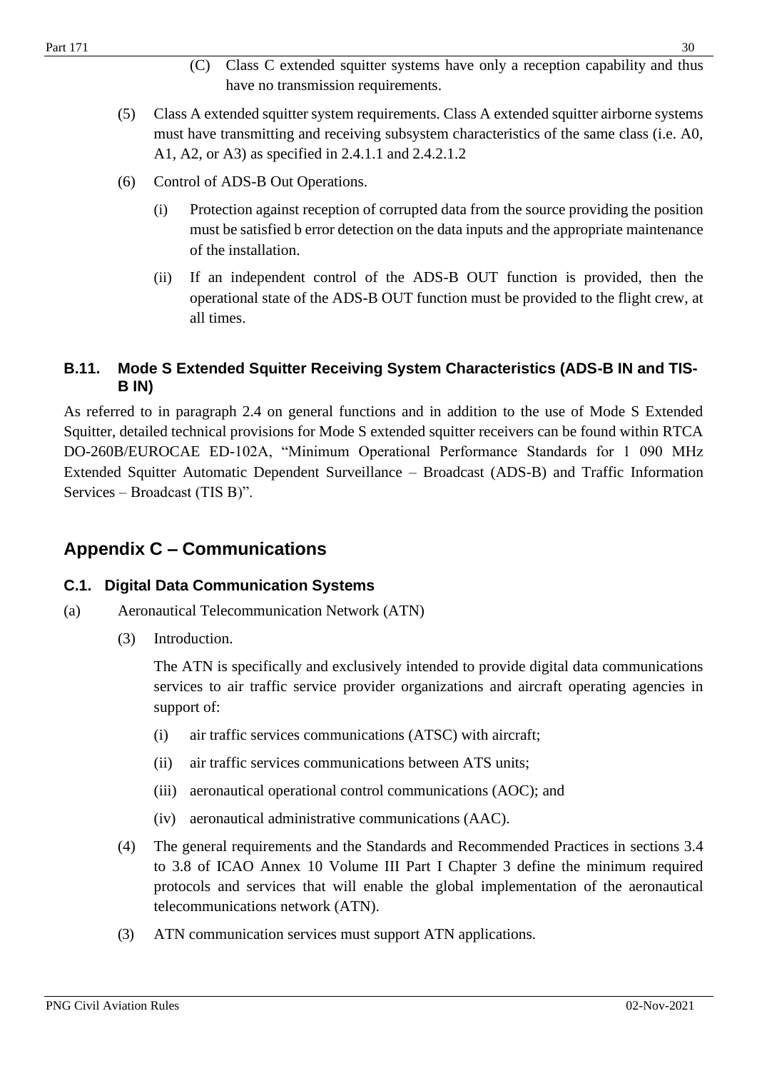(C) Class C extended squitter systems have only a reception capability and thus have no transmission requirements.

(5) Class A extended squitter system requirements. Class A extended squitter airborne systems must have transmitting and receiving subsystem characteristics of the same class (i.e. A0, A1, A2, or A3) as specified in 2.4.1.1 and 2.4.2.1.2

(6) Control of ADS-B Out Operations.

(i) Protection against reception of corrupted data from the source providing the position must be satisfied b error detection on the data inputs and the appropriate maintenance of the installation.

(ii) If an independent control of the ADS-B OUT function is provided, then the operational state of the ADS-B OUT function must be provided to the flight crew, at all times.

### B.11. Mode S Extended Squitter Receiving System Characteristics (ADS-B IN and TIS-B IN)

As referred to in paragraph 2.4 on general functions and in addition to the use of Mode S Extended Squitter, detailed technical provisions for Mode S extended squitter receivers can be found within RTCA DO-260B/EUROCAE ED-102A, "Minimum Operational Performance Standards for 1 090 MHz Extended Squitter Automatic Dependent Surveillance – Broadcast (ADS-B) and Traffic Information Services – Broadcast (TIS B)".

## Appendix C – Communications

### C.1. Digital Data Communication Systems

(a) Aeronautical Telecommunication Network (ATN)

(3) Introduction.

The ATN is specifically and exclusively intended to provide digital data communications services to air traffic service provider organizations and aircraft operating agencies in support of:

(i) air traffic services communications (ATSC) with aircraft;

(ii) air traffic services communications between ATS units;

(iii) aeronautical operational control communications (AOC); and

(iv) aeronautical administrative communications (AAC).

(4) The general requirements and the Standards and Recommended Practices in sections 3.4 to 3.8 of ICAO Annex 10 Volume III Part I Chapter 3 define the minimum required protocols and services that will enable the global implementation of the aeronautical telecommunications network (ATN).

(3) ATN communication services must support ATN applications.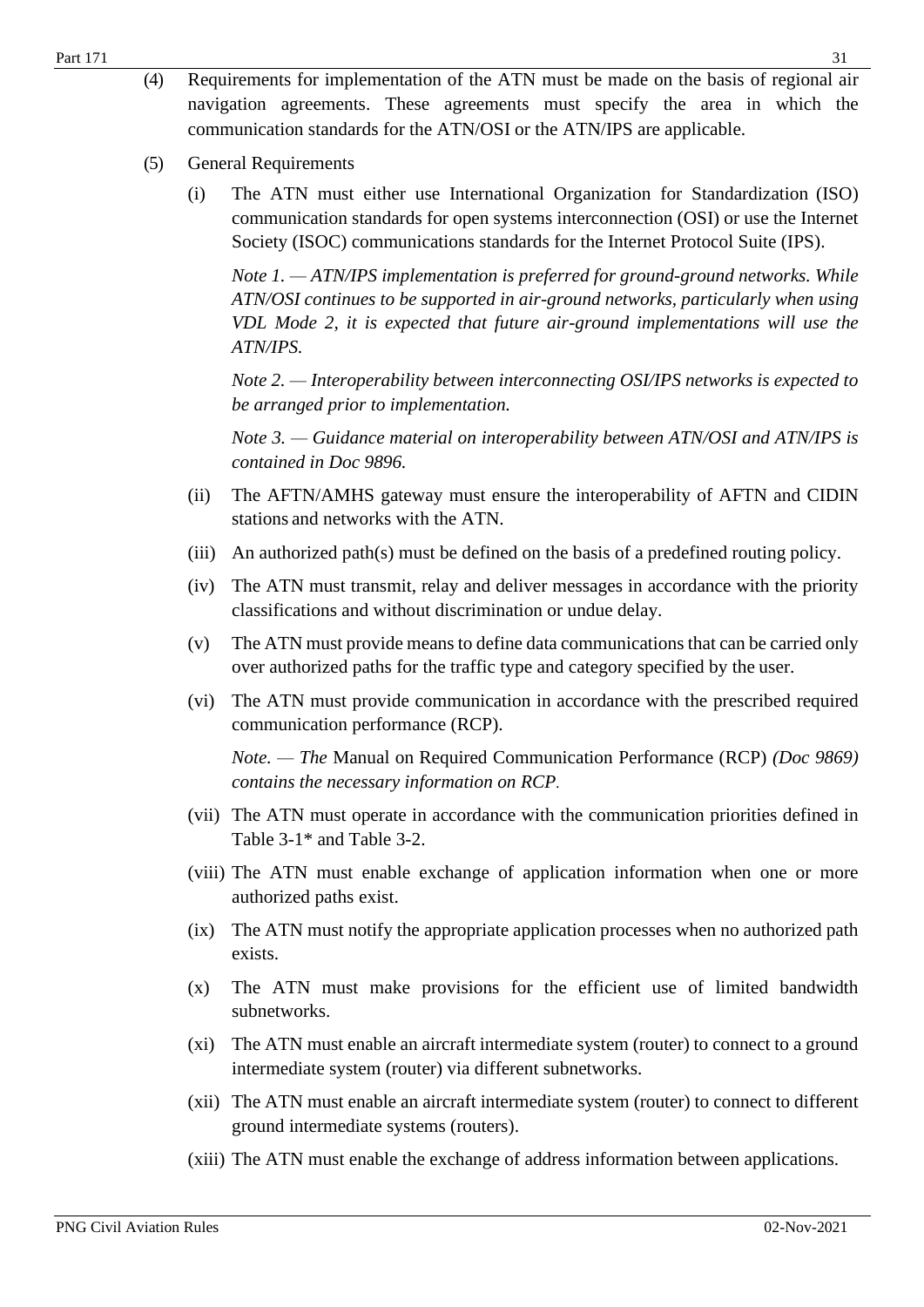(4) Requirements for implementation of the ATN must be made on the basis of regional air navigation agreements. These agreements must specify the area in which the communication standards for the ATN/OSI or the ATN/IPS are applicable.

(5) General Requirements

(i) The ATN must either use International Organization for Standardization (ISO) communication standards for open systems interconnection (OSI) or use the Internet Society (ISOC) communications standards for the Internet Protocol Suite (IPS).

*Note 1. — ATN/IPS implementation is preferred for ground-ground networks. While ATN/OSI continues to be supported in air-ground networks, particularly when using VDL Mode 2, it is expected that future air-ground implementations will use the ATN/IPS.*

*Note 2. — Interoperability between interconnecting OSI/IPS networks is expected to be arranged prior to implementation.*

*Note 3. — Guidance material on interoperability between ATN/OSI and ATN/IPS is contained in Doc 9896.*

(ii) The AFTN/AMHS gateway must ensure the interoperability of AFTN and CIDIN stations and networks with the ATN.

(iii) An authorized path(s) must be defined on the basis of a predefined routing policy.

(iv) The ATN must transmit, relay and deliver messages in accordance with the priority classifications and without discrimination or undue delay.

(v) The ATN must provide means to define data communications that can be carried only over authorized paths for the traffic type and category specified by the user.

(vi) The ATN must provide communication in accordance with the prescribed required communication performance (RCP).

*Note. — The* Manual on Required Communication Performance (RCP) *(Doc 9869) contains the necessary information on RCP.*

(vii) The ATN must operate in accordance with the communication priorities defined in Table 3-1* and Table 3-2.

(viii) The ATN must enable exchange of application information when one or more authorized paths exist.

(ix) The ATN must notify the appropriate application processes when no authorized path exists.

(x) The ATN must make provisions for the efficient use of limited bandwidth subnetworks.

(xi) The ATN must enable an aircraft intermediate system (router) to connect to a ground intermediate system (router) via different subnetworks.

(xii) The ATN must enable an aircraft intermediate system (router) to connect to different ground intermediate systems (routers).

(xiii) The ATN must enable the exchange of address information between applications.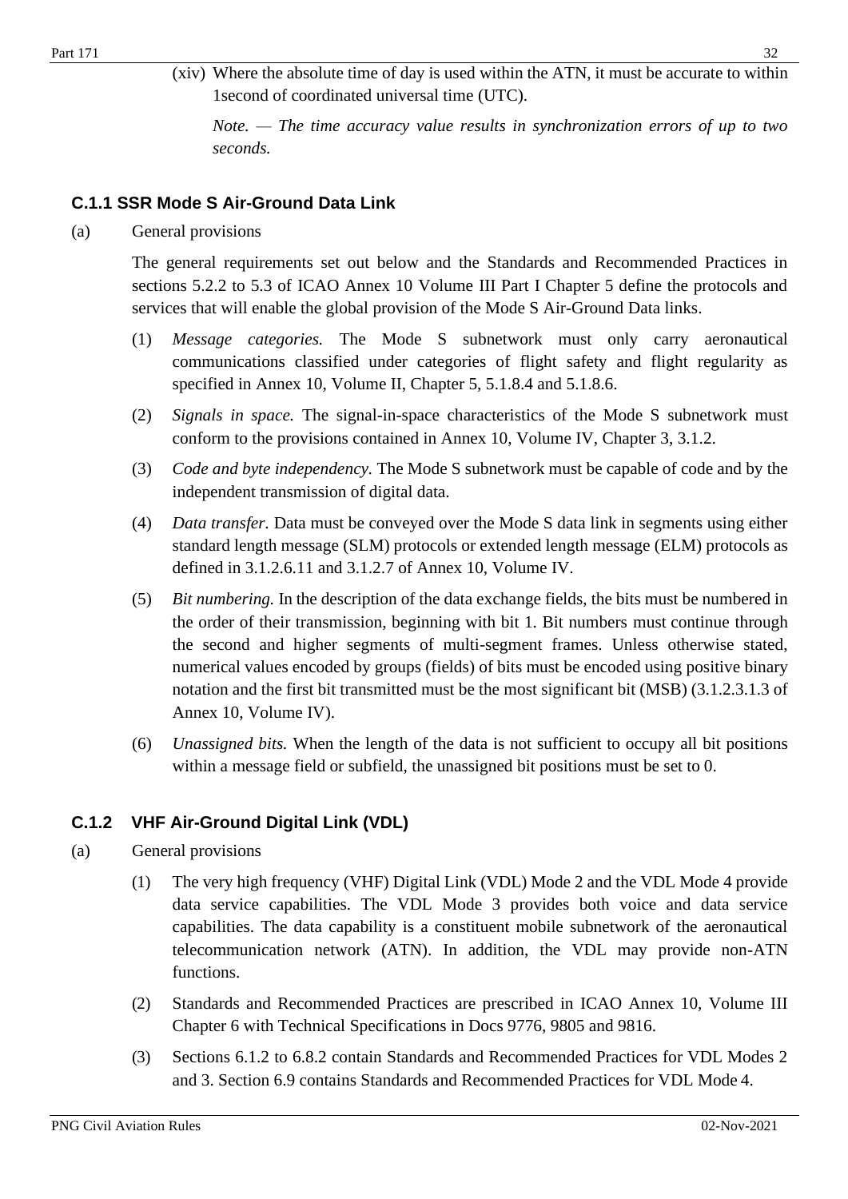(xiv) Where the absolute time of day is used within the ATN, it must be accurate to within 1second of coordinated universal time (UTC).

*Note. — The time accuracy value results in synchronization errors of up to two seconds.*

### C.1.1 SSR Mode S Air-Ground Data Link

(a) General provisions

The general requirements set out below and the Standards and Recommended Practices in sections 5.2.2 to 5.3 of ICAO Annex 10 Volume III Part I Chapter 5 define the protocols and services that will enable the global provision of the Mode S Air-Ground Data links.

(1) *Message categories.* The Mode S subnetwork must only carry aeronautical communications classified under categories of flight safety and flight regularity as specified in Annex 10, Volume II, Chapter 5, 5.1.8.4 and 5.1.8.6.

(2) *Signals in space.* The signal-in-space characteristics of the Mode S subnetwork must conform to the provisions contained in Annex 10, Volume IV, Chapter 3, 3.1.2.

(3) *Code and byte independency.* The Mode S subnetwork must be capable of code and by the independent transmission of digital data.

(4) *Data transfer.* Data must be conveyed over the Mode S data link in segments using either standard length message (SLM) protocols or extended length message (ELM) protocols as defined in 3.1.2.6.11 and 3.1.2.7 of Annex 10, Volume IV.

(5) *Bit numbering.* In the description of the data exchange fields, the bits must be numbered in the order of their transmission, beginning with bit 1. Bit numbers must continue through the second and higher segments of multi-segment frames. Unless otherwise stated, numerical values encoded by groups (fields) of bits must be encoded using positive binary notation and the first bit transmitted must be the most significant bit (MSB) (3.1.2.3.1.3 of Annex 10, Volume IV).

(6) *Unassigned bits.* When the length of the data is not sufficient to occupy all bit positions within a message field or subfield, the unassigned bit positions must be set to 0.

### C.1.2 VHF Air-Ground Digital Link (VDL)

(a) General provisions

(1) The very high frequency (VHF) Digital Link (VDL) Mode 2 and the VDL Mode 4 provide data service capabilities. The VDL Mode 3 provides both voice and data service capabilities. The data capability is a constituent mobile subnetwork of the aeronautical telecommunication network (ATN). In addition, the VDL may provide non-ATN functions.

(2) Standards and Recommended Practices are prescribed in ICAO Annex 10, Volume III Chapter 6 with Technical Specifications in Docs 9776, 9805 and 9816.

(3) Sections 6.1.2 to 6.8.2 contain Standards and Recommended Practices for VDL Modes 2 and 3. Section 6.9 contains Standards and Recommended Practices for VDL Mode 4.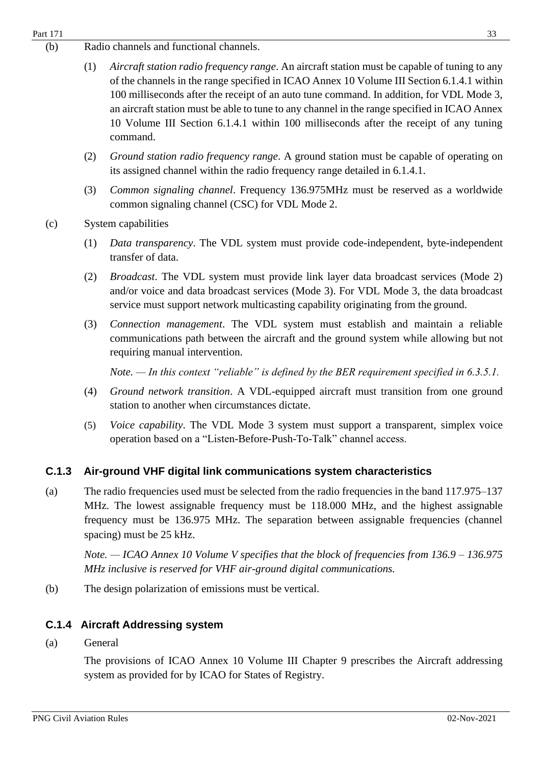(b) Radio channels and functional channels.

(1) *Aircraft station radio frequency range*. An aircraft station must be capable of tuning to any of the channels in the range specified in ICAO Annex 10 Volume III Section 6.1.4.1 within 100 milliseconds after the receipt of an auto tune command. In addition, for VDL Mode 3, an aircraft station must be able to tune to any channel in the range specified in ICAO Annex 10 Volume III Section 6.1.4.1 within 100 milliseconds after the receipt of any tuning command.

(2) *Ground station radio frequency range*. A ground station must be capable of operating on its assigned channel within the radio frequency range detailed in 6.1.4.1.

(3) *Common signaling channel*. Frequency 136.975MHz must be reserved as a worldwide common signaling channel (CSC) for VDL Mode 2.

(c) System capabilities

(1) *Data transparency*. The VDL system must provide code-independent, byte-independent transfer of data.

(2) *Broadcast*. The VDL system must provide link layer data broadcast services (Mode 2) and/or voice and data broadcast services (Mode 3). For VDL Mode 3, the data broadcast service must support network multicasting capability originating from the ground.

(3) *Connection management*. The VDL system must establish and maintain a reliable communications path between the aircraft and the ground system while allowing but not requiring manual intervention.

*Note. — In this context "reliable" is defined by the BER requirement specified in 6.3.5.1.*

(4) *Ground network transition*. A VDL-equipped aircraft must transition from one ground station to another when circumstances dictate.

(5) *Voice capability*. The VDL Mode 3 system must support a transparent, simplex voice operation based on a "Listen-Before-Push-To-Talk" channel access.

### C.1.3 Air-ground VHF digital link communications system characteristics

(a) The radio frequencies used must be selected from the radio frequencies in the band 117.975–137 MHz. The lowest assignable frequency must be 118.000 MHz, and the highest assignable frequency must be 136.975 MHz. The separation between assignable frequencies (channel spacing) must be 25 kHz.

*Note. — ICAO Annex 10 Volume V specifies that the block of frequencies from 136.9 – 136.975 MHz inclusive is reserved for VHF air-ground digital communications.*

(b) The design polarization of emissions must be vertical.

### C.1.4 Aircraft Addressing system

(a) General

The provisions of ICAO Annex 10 Volume III Chapter 9 prescribes the Aircraft addressing system as provided for by ICAO for States of Registry.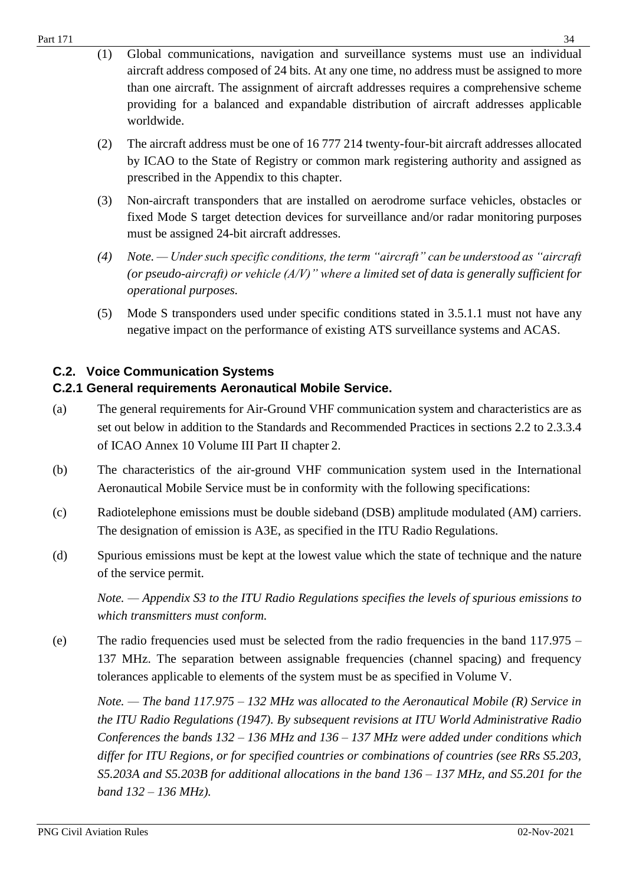(1) Global communications, navigation and surveillance systems must use an individual aircraft address composed of 24 bits. At any one time, no address must be assigned to more than one aircraft. The assignment of aircraft addresses requires a comprehensive scheme providing for a balanced and expandable distribution of aircraft addresses applicable worldwide.

(2) The aircraft address must be one of 16 777 214 twenty-four-bit aircraft addresses allocated by ICAO to the State of Registry or common mark registering authority and assigned as prescribed in the Appendix to this chapter.

(3) Non-aircraft transponders that are installed on aerodrome surface vehicles, obstacles or fixed Mode S target detection devices for surveillance and/or radar monitoring purposes must be assigned 24-bit aircraft addresses.

*(4) Note. — Under such specific conditions, the term "aircraft" can be understood as "aircraft (or pseudo-aircraft) or vehicle (A/V)" where a limited set of data is generally sufficient for operational purposes.*

(5) Mode S transponders used under specific conditions stated in 3.5.1.1 must not have any negative impact on the performance of existing ATS surveillance systems and ACAS.

## C.2. Voice Communication Systems

### C.2.1 General requirements Aeronautical Mobile Service.

(a) The general requirements for Air-Ground VHF communication system and characteristics are as set out below in addition to the Standards and Recommended Practices in sections 2.2 to 2.3.3.4 of ICAO Annex 10 Volume III Part II chapter 2.

(b) The characteristics of the air-ground VHF communication system used in the International Aeronautical Mobile Service must be in conformity with the following specifications:

(c) Radiotelephone emissions must be double sideband (DSB) amplitude modulated (AM) carriers. The designation of emission is A3E, as specified in the ITU Radio Regulations.

(d) Spurious emissions must be kept at the lowest value which the state of technique and the nature of the service permit.

*Note. — Appendix S3 to the ITU Radio Regulations specifies the levels of spurious emissions to which transmitters must conform.*

(e) The radio frequencies used must be selected from the radio frequencies in the band 117.975 – 137 MHz. The separation between assignable frequencies (channel spacing) and frequency tolerances applicable to elements of the system must be as specified in Volume V.

*Note. — The band 117.975 – 132 MHz was allocated to the Aeronautical Mobile (R) Service in the ITU Radio Regulations (1947). By subsequent revisions at ITU World Administrative Radio Conferences the bands 132 – 136 MHz and 136 – 137 MHz were added under conditions which differ for ITU Regions, or for specified countries or combinations of countries (see RRs S5.203, S5.203A and S5.203B for additional allocations in the band 136 – 137 MHz, and S5.201 for the band 132 – 136 MHz).*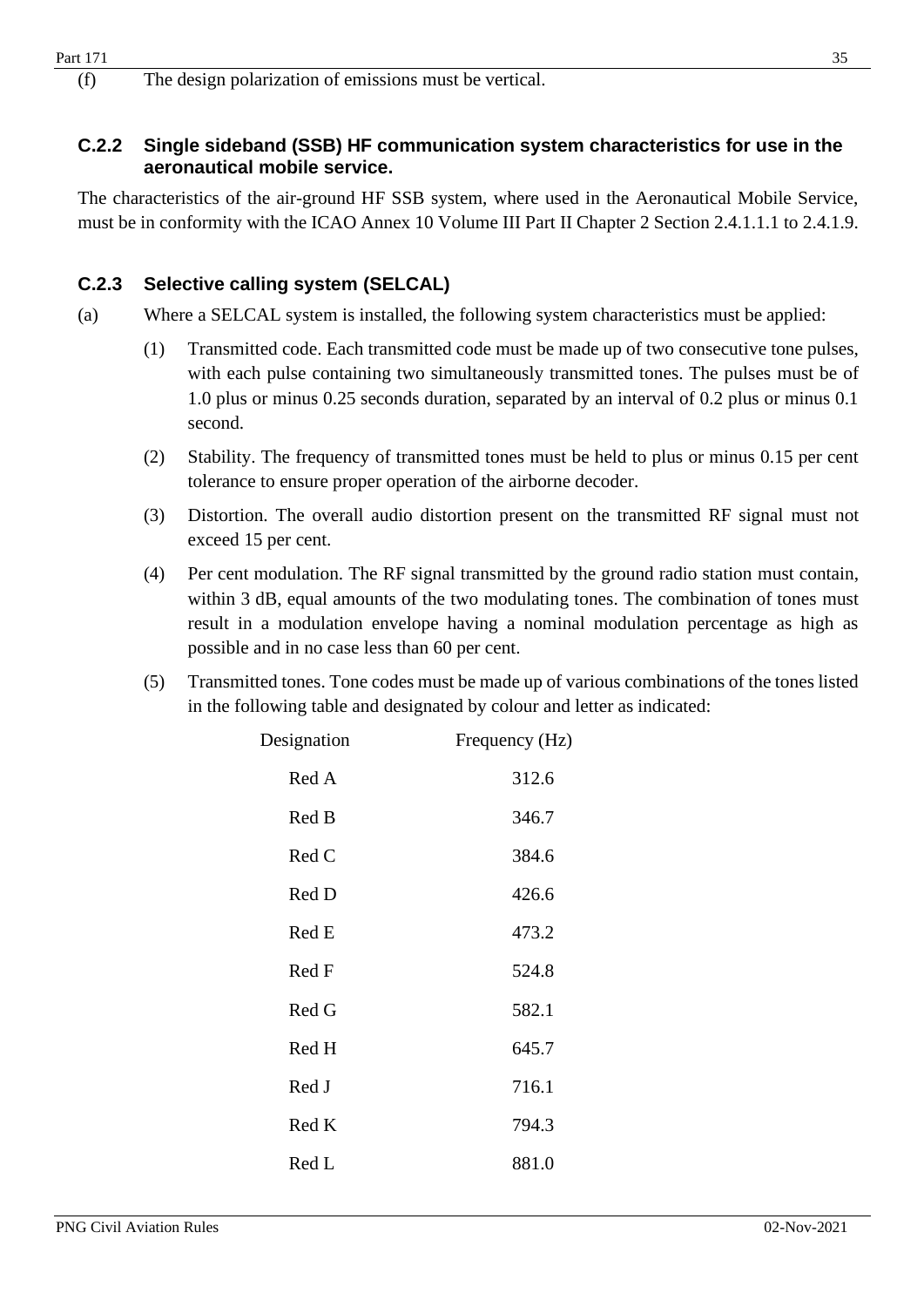(f) The design polarization of emissions must be vertical.

### C.2.2 Single sideband (SSB) HF communication system characteristics for use in the aeronautical mobile service.

The characteristics of the air-ground HF SSB system, where used in the Aeronautical Mobile Service, must be in conformity with the ICAO Annex 10 Volume III Part II Chapter 2 Section 2.4.1.1.1 to 2.4.1.9.

### C.2.3 Selective calling system (SELCAL)

(a) Where a SELCAL system is installed, the following system characteristics must be applied:

(1) Transmitted code. Each transmitted code must be made up of two consecutive tone pulses, with each pulse containing two simultaneously transmitted tones. The pulses must be of 1.0 plus or minus 0.25 seconds duration, separated by an interval of 0.2 plus or minus 0.1 second.

(2) Stability. The frequency of transmitted tones must be held to plus or minus 0.15 per cent tolerance to ensure proper operation of the airborne decoder.

(3) Distortion. The overall audio distortion present on the transmitted RF signal must not exceed 15 per cent.

(4) Per cent modulation. The RF signal transmitted by the ground radio station must contain, within 3 dB, equal amounts of the two modulating tones. The combination of tones must result in a modulation envelope having a nominal modulation percentage as high as possible and in no case less than 60 per cent.

(5) Transmitted tones. Tone codes must be made up of various combinations of the tones listed in the following table and designated by colour and letter as indicated:

| Designation | Frequency (Hz) |
|---|---|
| Red A | 312.6 |
| Red B | 346.7 |
| Red C | 384.6 |
| Red D | 426.6 |
| Red E | 473.2 |
| Red F | 524.8 |
| Red G | 582.1 |
| Red H | 645.7 |
| Red J | 716.1 |
| Red K | 794.3 |
| Red L | 881.0 |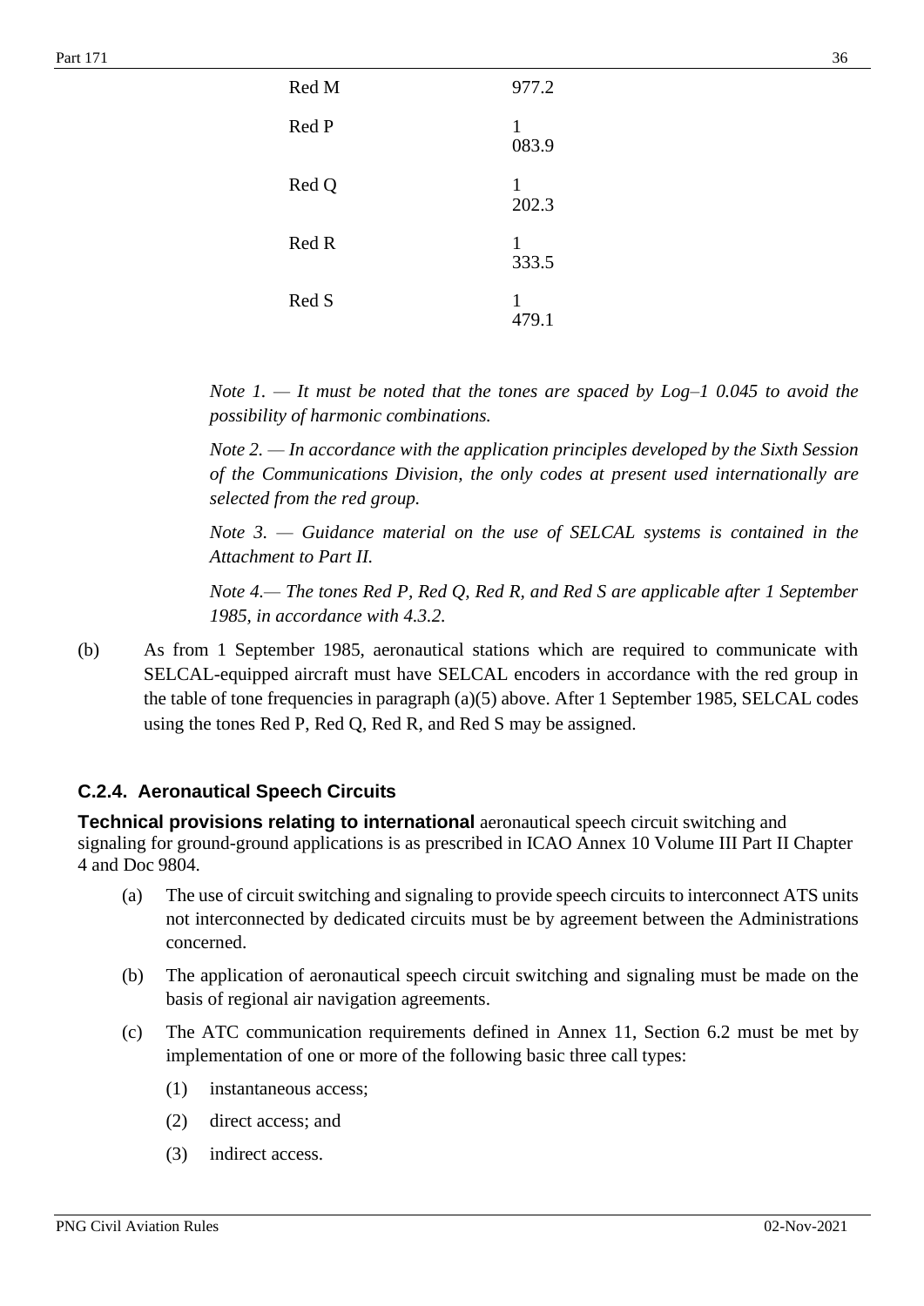| | |
|---|---|
| Red M | 977.2 |
| Red P | 1 083.9 |
| Red Q | 1 202.3 |
| Red R | 1 333.5 |
| Red S | 1 479.1 |

*Note 1. — It must be noted that the tones are spaced by Log–1 0.045 to avoid the possibility of harmonic combinations.*

*Note 2. — In accordance with the application principles developed by the Sixth Session of the Communications Division, the only codes at present used internationally are selected from the red group.*

*Note 3. — Guidance material on the use of SELCAL systems is contained in the Attachment to Part II.*

*Note 4.— The tones Red P, Red Q, Red R, and Red S are applicable after 1 September 1985, in accordance with 4.3.2.*

(b) As from 1 September 1985, aeronautical stations which are required to communicate with SELCAL-equipped aircraft must have SELCAL encoders in accordance with the red group in the table of tone frequencies in paragraph (a)(5) above. After 1 September 1985, SELCAL codes using the tones Red P, Red Q, Red R, and Red S may be assigned.

### C.2.4. Aeronautical Speech Circuits

**Technical provisions relating to international** aeronautical speech circuit switching and signaling for ground-ground applications is as prescribed in ICAO Annex 10 Volume III Part II Chapter 4 and Doc 9804.

(a) The use of circuit switching and signaling to provide speech circuits to interconnect ATS units not interconnected by dedicated circuits must be by agreement between the Administrations concerned.

(b) The application of aeronautical speech circuit switching and signaling must be made on the basis of regional air navigation agreements.

(c) The ATC communication requirements defined in Annex 11, Section 6.2 must be met by implementation of one or more of the following basic three call types:

(1) instantaneous access;

(2) direct access; and

(3) indirect access.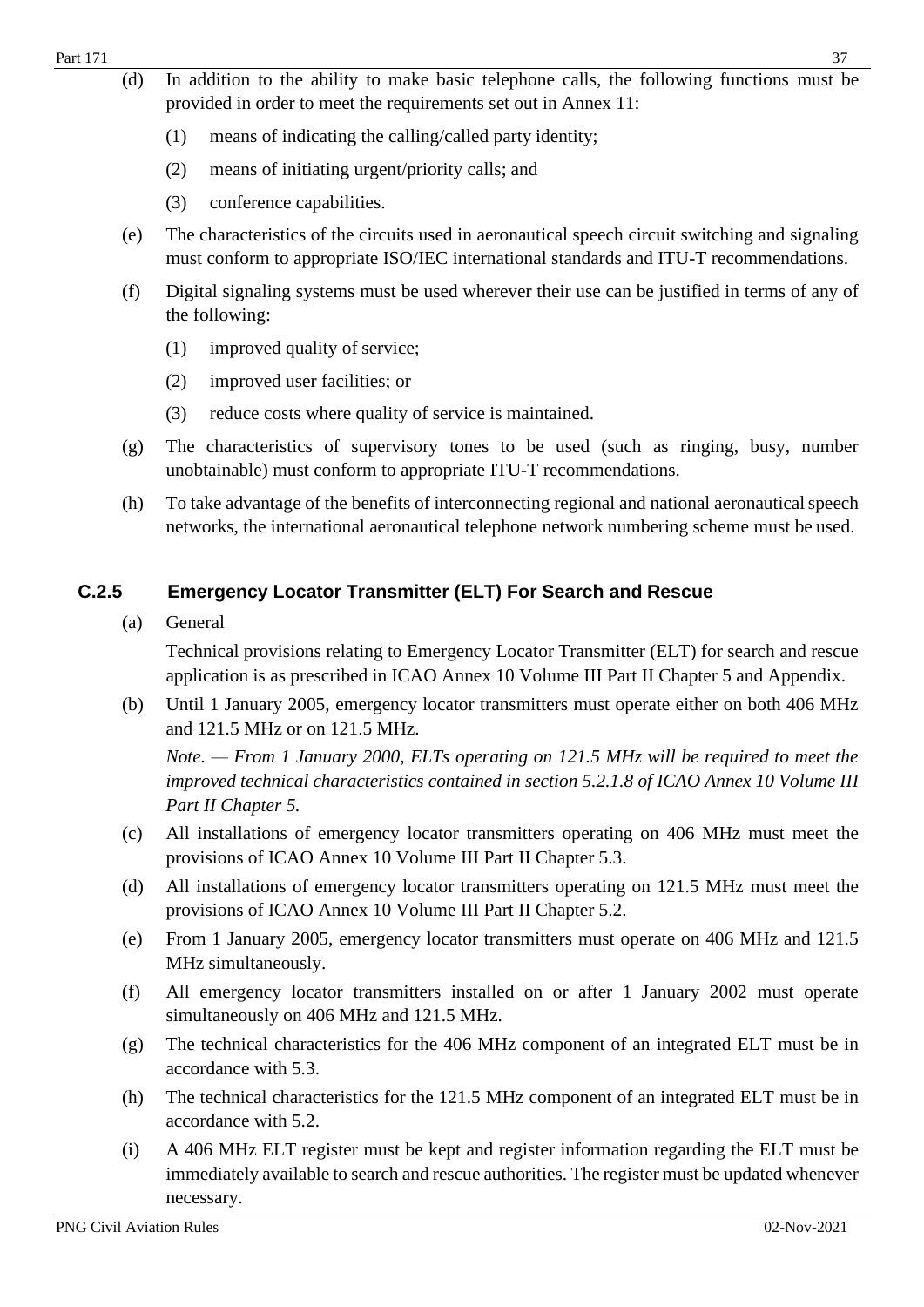(d) In addition to the ability to make basic telephone calls, the following functions must be provided in order to meet the requirements set out in Annex 11:

   (1) means of indicating the calling/called party identity;

   (2) means of initiating urgent/priority calls; and

   (3) conference capabilities.

(e) The characteristics of the circuits used in aeronautical speech circuit switching and signaling must conform to appropriate ISO/IEC international standards and ITU-T recommendations.

(f) Digital signaling systems must be used wherever their use can be justified in terms of any of the following:

   (1) improved quality of service;

   (2) improved user facilities; or

   (3) reduce costs where quality of service is maintained.

(g) The characteristics of supervisory tones to be used (such as ringing, busy, number unobtainable) must conform to appropriate ITU-T recommendations.

(h) To take advantage of the benefits of interconnecting regional and national aeronautical speech networks, the international aeronautical telephone network numbering scheme must be used.

### C.2.5 Emergency Locator Transmitter (ELT) For Search and Rescue

(a) General

   Technical provisions relating to Emergency Locator Transmitter (ELT) for search and rescue application is as prescribed in ICAO Annex 10 Volume III Part II Chapter 5 and Appendix.

(b) Until 1 January 2005, emergency locator transmitters must operate either on both 406 MHz and 121.5 MHz or on 121.5 MHz.

   *Note. — From 1 January 2000, ELTs operating on 121.5 MHz will be required to meet the improved technical characteristics contained in section 5.2.1.8 of ICAO Annex 10 Volume III Part II Chapter 5.*

(c) All installations of emergency locator transmitters operating on 406 MHz must meet the provisions of ICAO Annex 10 Volume III Part II Chapter 5.3.

(d) All installations of emergency locator transmitters operating on 121.5 MHz must meet the provisions of ICAO Annex 10 Volume III Part II Chapter 5.2.

(e) From 1 January 2005, emergency locator transmitters must operate on 406 MHz and 121.5 MHz simultaneously.

(f) All emergency locator transmitters installed on or after 1 January 2002 must operate simultaneously on 406 MHz and 121.5 MHz.

(g) The technical characteristics for the 406 MHz component of an integrated ELT must be in accordance with 5.3.

(h) The technical characteristics for the 121.5 MHz component of an integrated ELT must be in accordance with 5.2.

(i) A 406 MHz ELT register must be kept and register information regarding the ELT must be immediately available to search and rescue authorities. The register must be updated whenever necessary.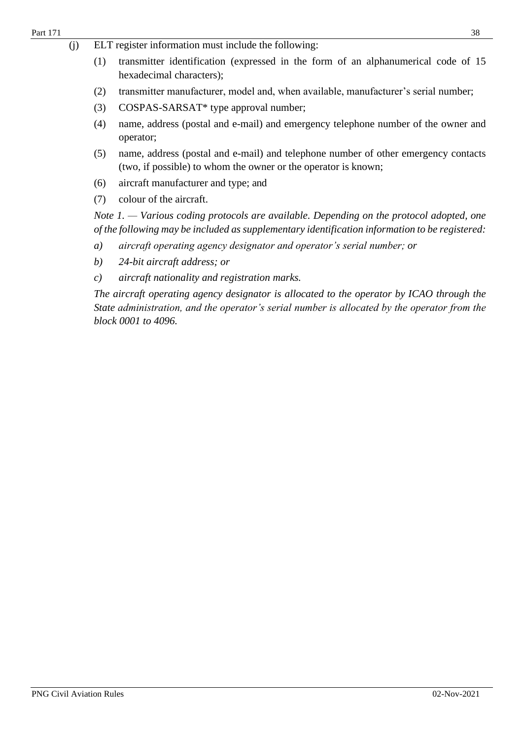(j) ELT register information must include the following:

(1) transmitter identification (expressed in the form of an alphanumerical code of 15 hexadecimal characters);

(2) transmitter manufacturer, model and, when available, manufacturer's serial number;

(3) COSPAS-SARSAT* type approval number;

(4) name, address (postal and e-mail) and emergency telephone number of the owner and operator;

(5) name, address (postal and e-mail) and telephone number of other emergency contacts (two, if possible) to whom the owner or the operator is known;

(6) aircraft manufacturer and type; and

(7) colour of the aircraft.

*Note 1. — Various coding protocols are available. Depending on the protocol adopted, one of the following may be included as supplementary identification information to be registered:*

*a) aircraft operating agency designator and operator's serial number; or*

*b) 24-bit aircraft address; or*

*c) aircraft nationality and registration marks.*

*The aircraft operating agency designator is allocated to the operator by ICAO through the State administration, and the operator's serial number is allocated by the operator from the block 0001 to 4096.*